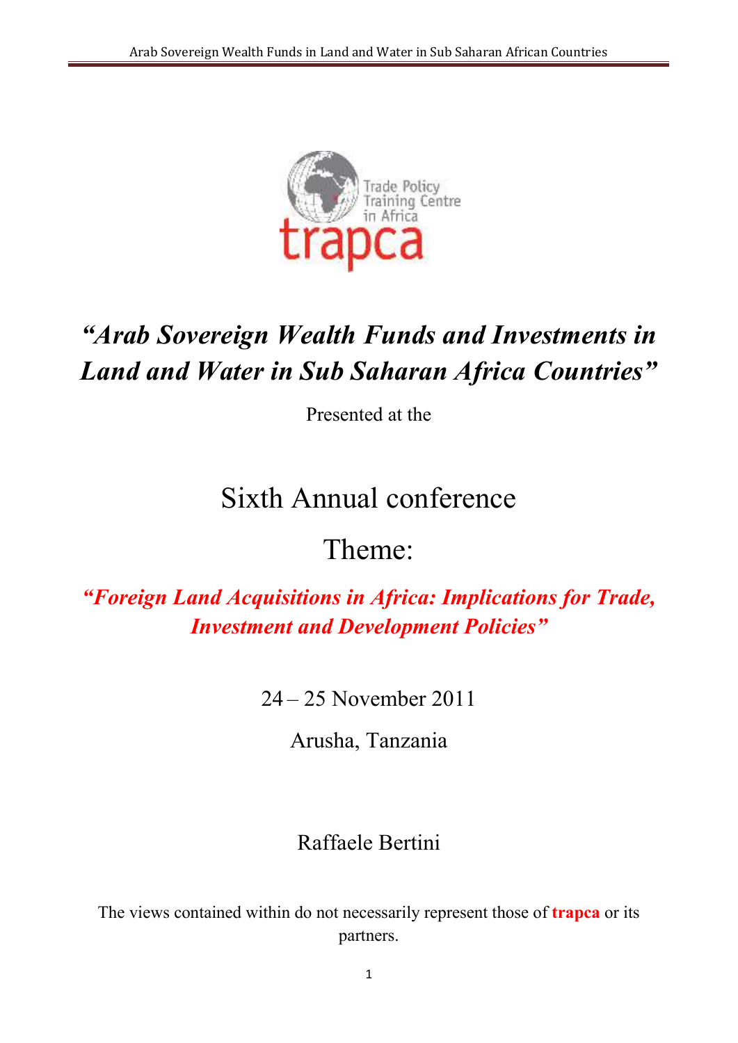# *"Arab Sovereign Wealth Funds and Investments in Land and Water in Sub Saharan Africa Countries"*

Presented at the

## Sixth Annual conference

## Theme:

***"Foreign Land Acquisitions in Africa: Implications for Trade, Investment and Development Policies"***

24 – 25 November 2011

Arusha, Tanzania

Raffaele Bertini

The views contained within do not necessarily represent those of **trapca** or its partners.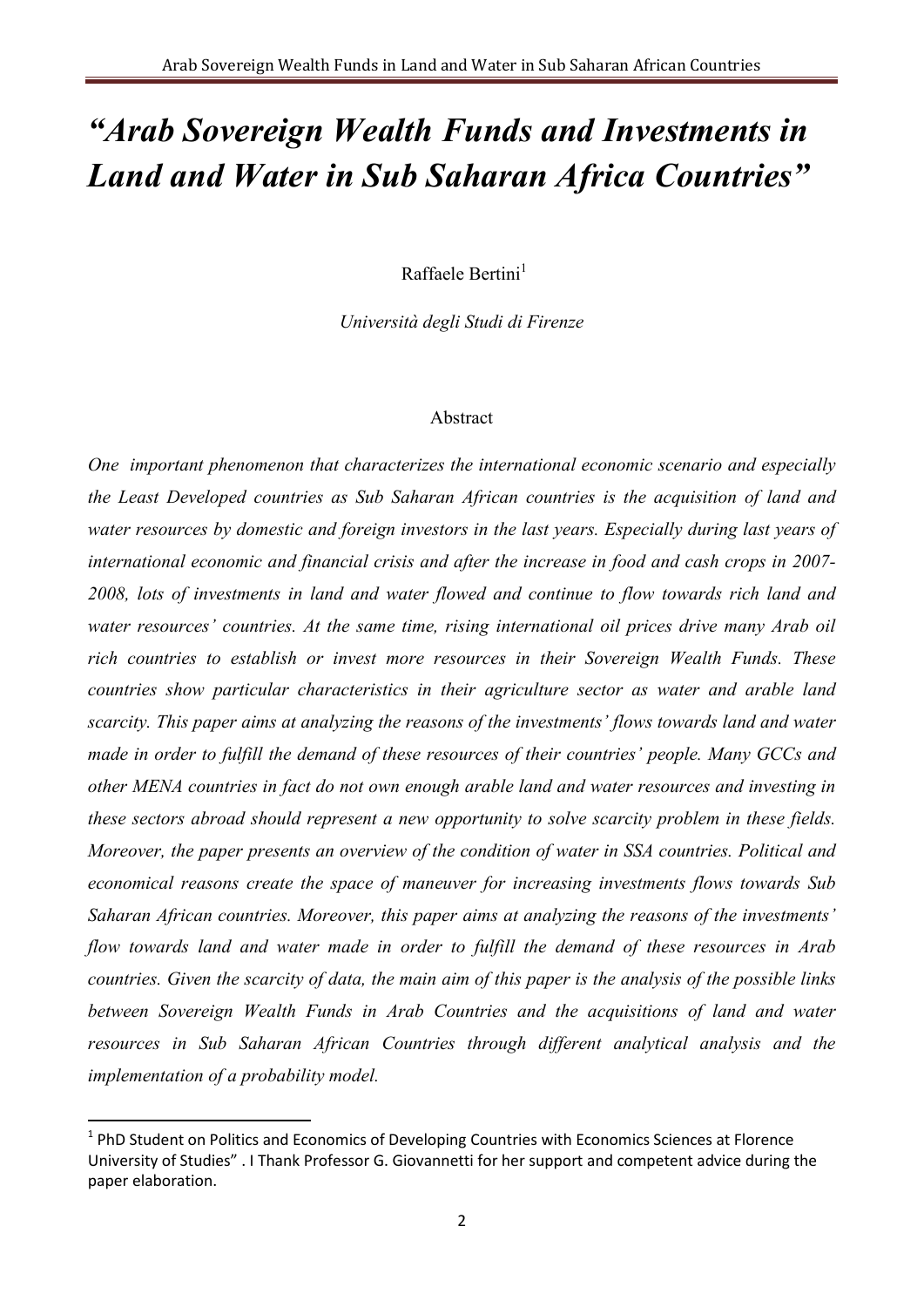# *“Arab Sovereign Wealth Funds and Investments in Land and Water in Sub Saharan Africa Countries”*

Raffaele Bertini[1]

*Università degli Studi di Firenze*

Abstract

*One important phenomenon that characterizes the international economic scenario and especially the Least Developed countries as Sub Saharan African countries is the acquisition of land and water resources by domestic and foreign investors in the last years. Especially during last years of international economic and financial crisis and after the increase in food and cash crops in 2007-2008, lots of investments in land and water flowed and continue to flow towards rich land and water resources' countries. At the same time, rising international oil prices drive many Arab oil rich countries to establish or invest more resources in their Sovereign Wealth Funds. These countries show particular characteristics in their agriculture sector as water and arable land scarcity. This paper aims at analyzing the reasons of the investments' flows towards land and water made in order to fulfill the demand of these resources of their countries' people. Many GCCs and other MENA countries in fact do not own enough arable land and water resources and investing in these sectors abroad should represent a new opportunity to solve scarcity problem in these fields. Moreover, the paper presents an overview of the condition of water in SSA countries. Political and economical reasons create the space of maneuver for increasing investments flows towards Sub Saharan African countries. Moreover, this paper aims at analyzing the reasons of the investments' flow towards land and water made in order to fulfill the demand of these resources in Arab countries. Given the scarcity of data, the main aim of this paper is the analysis of the possible links between Sovereign Wealth Funds in Arab Countries and the acquisitions of land and water resources in Sub Saharan African Countries through different analytical analysis and the implementation of a probability model.*

[1] PhD Student on Politics and Economics of Developing Countries with Economics Sciences at Florence University of Studies" . I Thank Professor G. Giovannetti for her support and competent advice during the paper elaboration.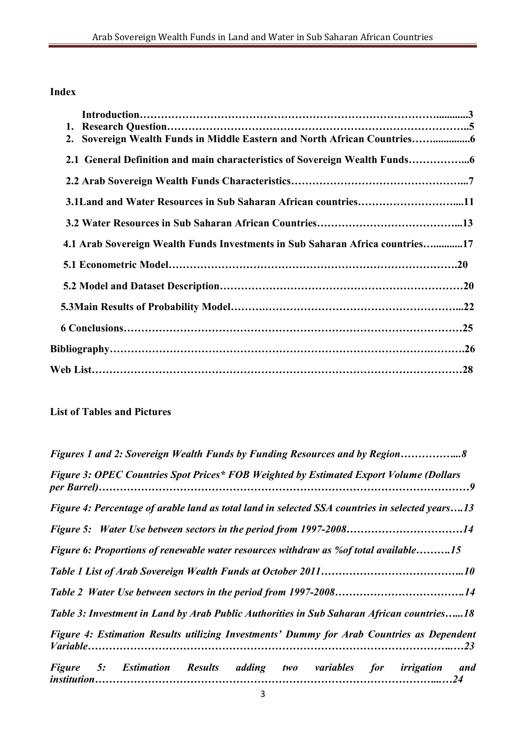**Index**

**Introduction……………………………………………………………………………............3**

1. **Research Question……………………………………………………………………………..5**
2. **Sovereign Wealth Funds in Middle Eastern and North African Countries……..............6**

**2.1 General Definition and main characteristics of Sovereign Wealth Funds……………...6**

**2.2 Arab Sovereign Wealth Funds Characteristics………………………………………...7**

**3.1Land and Water Resources in Sub Saharan African countries………………………....11**

**3.2 Water Resources in Sub Saharan African Countries………………………………...13**

**4.1 Arab Sovereign Wealth Funds Investments in Sub Saharan Africa countries…...........17**

**5.1 Econometric Model………………………………………………………………….20**

**5.2 Model and Dataset Description……………………………………………………………20**

**5.3Main Results of Probability Model……….…………………………………………...22**

**6 Conclusions…………………………………………………………………………………25**

**Bibliography……………………………………………………………………………….……….26**

**Web List………………………………………………………………………………………………28**

**List of Tables and Pictures**

***Figures 1 and 2: Sovereign Wealth Funds by Funding Resources and by Region……………...8***

***Figure 3: OPEC Countries Spot Prices\* FOB Weighted by Estimated Export Volume (Dollars per Barrel)……………………………………………………………………………………………9***

***Figure 4: Percentage of arable land as total land in selected SSA countries in selected years….13***

***Figure 5: Water Use between sectors in the period from 1997-2008……………………………14***

***Figure 6: Proportions of renewable water resources withdraw as %of total available……….15***

***Table 1 List of Arab Sovereign Wealth Funds at October 2011…………………………………..10***

***Table 2 Water Use between sectors in the period from 1997-2008……………………………….14***

***Table 3: Investment in Land by Arab Public Authorities in Sub Saharan African countries…...18***

***Figure 4: Estimation Results utilizing Investments' Dummy for Arab Countries as Dependent Variable………………………………………………………………………………………..….23***

***Figure 5: Estimation Results adding two variables for irrigation and institution……………………………………………………………………………………...…24***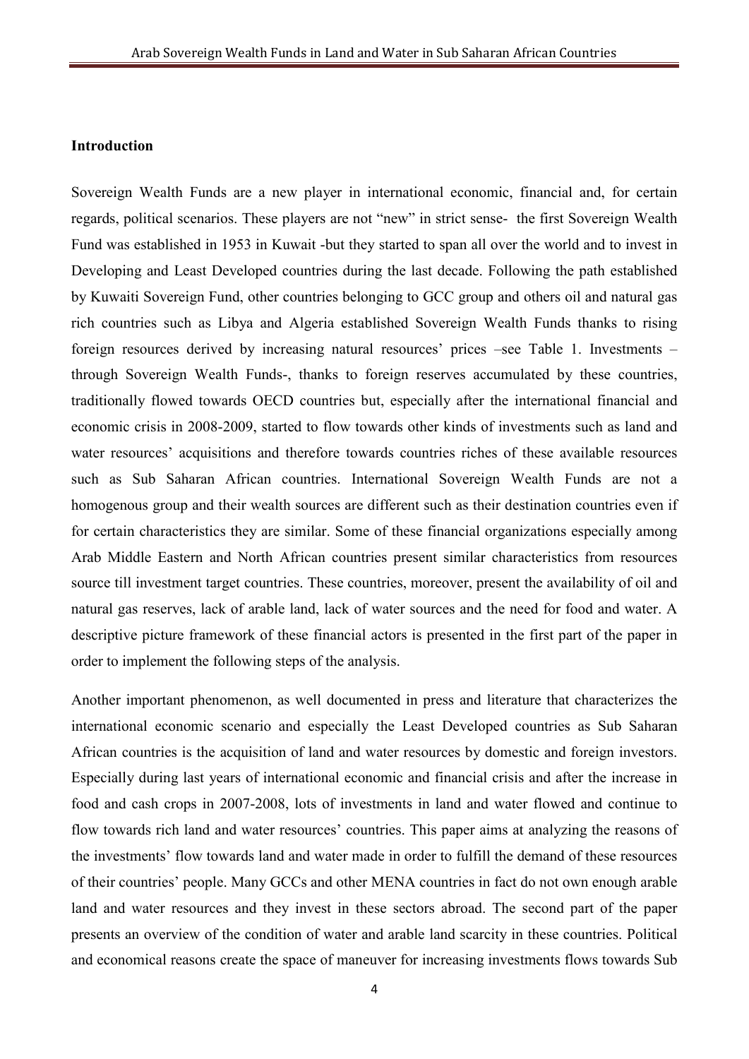**Introduction**

Sovereign Wealth Funds are a new player in international economic, financial and, for certain regards, political scenarios. These players are not "new" in strict sense- the first Sovereign Wealth Fund was established in 1953 in Kuwait -but they started to span all over the world and to invest in Developing and Least Developed countries during the last decade. Following the path established by Kuwaiti Sovereign Fund, other countries belonging to GCC group and others oil and natural gas rich countries such as Libya and Algeria established Sovereign Wealth Funds thanks to rising foreign resources derived by increasing natural resources' prices –see Table 1. Investments – through Sovereign Wealth Funds-, thanks to foreign reserves accumulated by these countries, traditionally flowed towards OECD countries but, especially after the international financial and economic crisis in 2008-2009, started to flow towards other kinds of investments such as land and water resources' acquisitions and therefore towards countries riches of these available resources such as Sub Saharan African countries. International Sovereign Wealth Funds are not a homogenous group and their wealth sources are different such as their destination countries even if for certain characteristics they are similar. Some of these financial organizations especially among Arab Middle Eastern and North African countries present similar characteristics from resources source till investment target countries. These countries, moreover, present the availability of oil and natural gas reserves, lack of arable land, lack of water sources and the need for food and water. A descriptive picture framework of these financial actors is presented in the first part of the paper in order to implement the following steps of the analysis.

Another important phenomenon, as well documented in press and literature that characterizes the international economic scenario and especially the Least Developed countries as Sub Saharan African countries is the acquisition of land and water resources by domestic and foreign investors. Especially during last years of international economic and financial crisis and after the increase in food and cash crops in 2007-2008, lots of investments in land and water flowed and continue to flow towards rich land and water resources' countries. This paper aims at analyzing the reasons of the investments' flow towards land and water made in order to fulfill the demand of these resources of their countries' people. Many GCCs and other MENA countries in fact do not own enough arable land and water resources and they invest in these sectors abroad. The second part of the paper presents an overview of the condition of water and arable land scarcity in these countries. Political and economical reasons create the space of maneuver for increasing investments flows towards Sub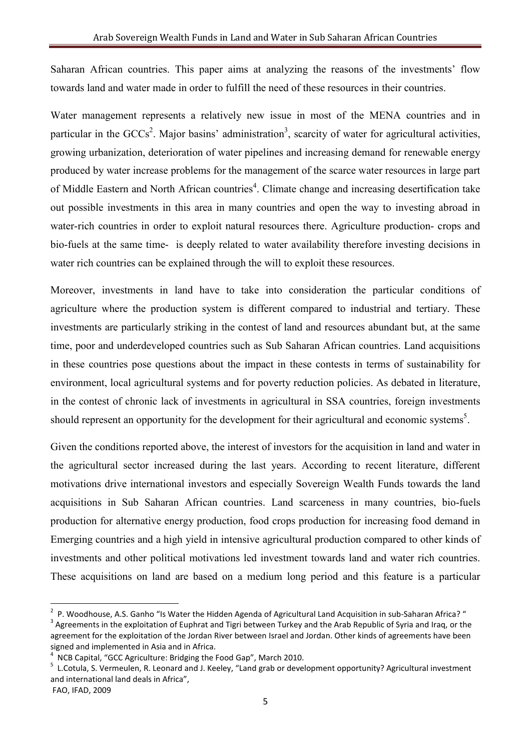Saharan African countries. This paper aims at analyzing the reasons of the investments' flow towards land and water made in order to fulfill the need of these resources in their countries.

Water management represents a relatively new issue in most of the MENA countries and in particular in the GCCs[2]. Major basins' administration[3], scarcity of water for agricultural activities, growing urbanization, deterioration of water pipelines and increasing demand for renewable energy produced by water increase problems for the management of the scarce water resources in large part of Middle Eastern and North African countries[4]. Climate change and increasing desertification take out possible investments in this area in many countries and open the way to investing abroad in water-rich countries in order to exploit natural resources there. Agriculture production- crops and bio-fuels at the same time- is deeply related to water availability therefore investing decisions in water rich countries can be explained through the will to exploit these resources.

Moreover, investments in land have to take into consideration the particular conditions of agriculture where the production system is different compared to industrial and tertiary. These investments are particularly striking in the contest of land and resources abundant but, at the same time, poor and underdeveloped countries such as Sub Saharan African countries. Land acquisitions in these countries pose questions about the impact in these contests in terms of sustainability for environment, local agricultural systems and for poverty reduction policies. As debated in literature, in the contest of chronic lack of investments in agricultural in SSA countries, foreign investments should represent an opportunity for the development for their agricultural and economic systems[5].

Given the conditions reported above, the interest of investors for the acquisition in land and water in the agricultural sector increased during the last years. According to recent literature, different motivations drive international investors and especially Sovereign Wealth Funds towards the land acquisitions in Sub Saharan African countries. Land scarceness in many countries, bio-fuels production for alternative energy production, food crops production for increasing food demand in Emerging countries and a high yield in intensive agricultural production compared to other kinds of investments and other political motivations led investment towards land and water rich countries. These acquisitions on land are based on a medium long period and this feature is a particular

---

[2] P. Woodhouse, A.S. Ganho "Is Water the Hidden Agenda of Agricultural Land Acquisition in sub-Saharan Africa? "

[3] Agreements in the exploitation of Euphrat and Tigri between Turkey and the Arab Republic of Syria and Iraq, or the agreement for the exploitation of the Jordan River between Israel and Jordan. Other kinds of agreements have been signed and implemented in Asia and in Africa.

[4] NCB Capital, "GCC Agriculture: Bridging the Food Gap", March 2010.

[5] L.Cotula, S. Vermeulen, R. Leonard and J. Keeley, "Land grab or development opportunity? Agricultural investment and international land deals in Africa", FAO, IFAD, 2009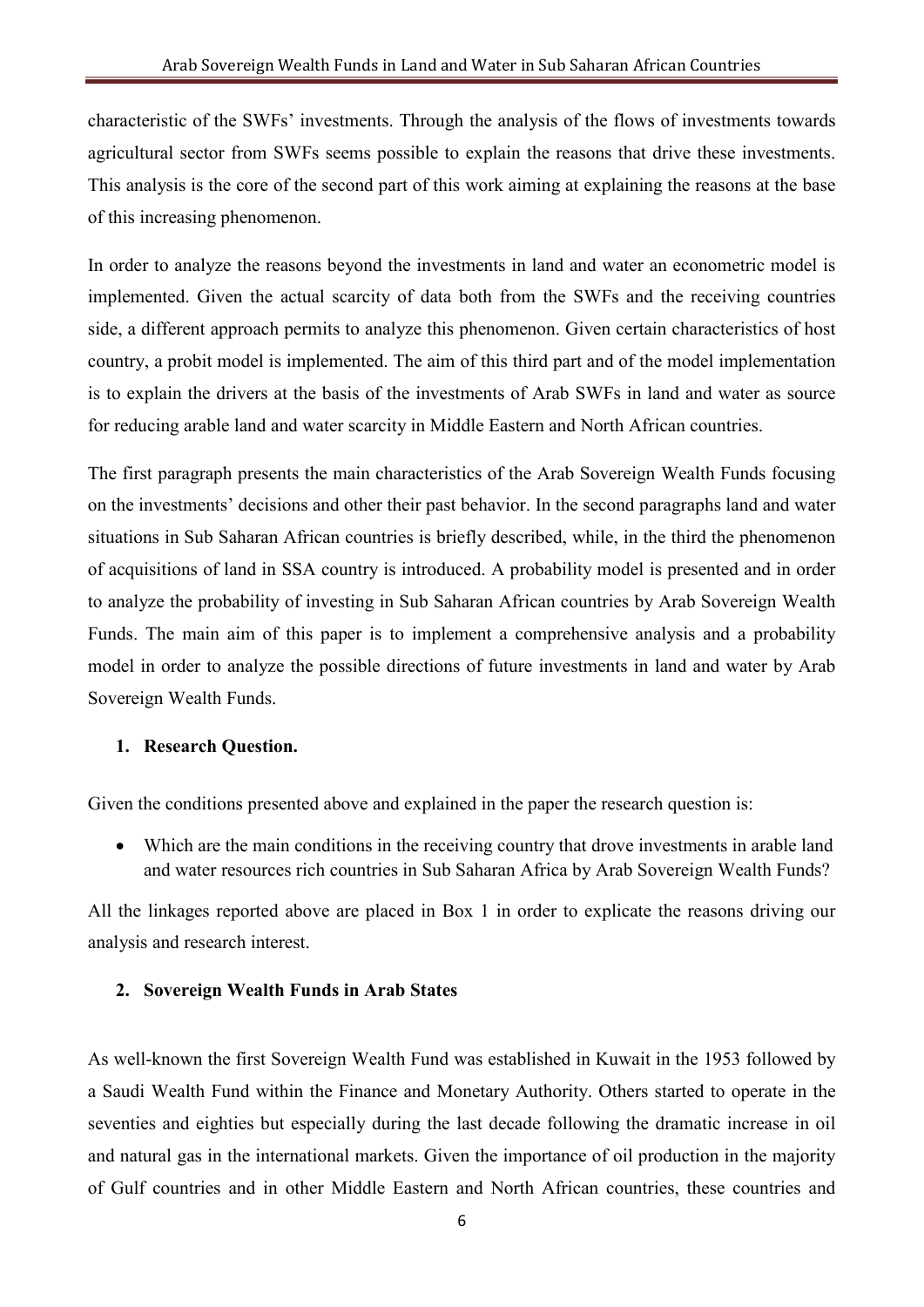characteristic of the SWFs' investments. Through the analysis of the flows of investments towards agricultural sector from SWFs seems possible to explain the reasons that drive these investments. This analysis is the core of the second part of this work aiming at explaining the reasons at the base of this increasing phenomenon.

In order to analyze the reasons beyond the investments in land and water an econometric model is implemented. Given the actual scarcity of data both from the SWFs and the receiving countries side, a different approach permits to analyze this phenomenon. Given certain characteristics of host country, a probit model is implemented. The aim of this third part and of the model implementation is to explain the drivers at the basis of the investments of Arab SWFs in land and water as source for reducing arable land and water scarcity in Middle Eastern and North African countries.

The first paragraph presents the main characteristics of the Arab Sovereign Wealth Funds focusing on the investments' decisions and other their past behavior. In the second paragraphs land and water situations in Sub Saharan African countries is briefly described, while, in the third the phenomenon of acquisitions of land in SSA country is introduced. A probability model is presented and in order to analyze the probability of investing in Sub Saharan African countries by Arab Sovereign Wealth Funds. The main aim of this paper is to implement a comprehensive analysis and a probability model in order to analyze the possible directions of future investments in land and water by Arab Sovereign Wealth Funds.

## 1. Research Question.

Given the conditions presented above and explained in the paper the research question is:

- Which are the main conditions in the receiving country that drove investments in arable land and water resources rich countries in Sub Saharan Africa by Arab Sovereign Wealth Funds?

All the linkages reported above are placed in Box 1 in order to explicate the reasons driving our analysis and research interest.

## 2. Sovereign Wealth Funds in Arab States

As well-known the first Sovereign Wealth Fund was established in Kuwait in the 1953 followed by a Saudi Wealth Fund within the Finance and Monetary Authority. Others started to operate in the seventies and eighties but especially during the last decade following the dramatic increase in oil and natural gas in the international markets. Given the importance of oil production in the majority of Gulf countries and in other Middle Eastern and North African countries, these countries and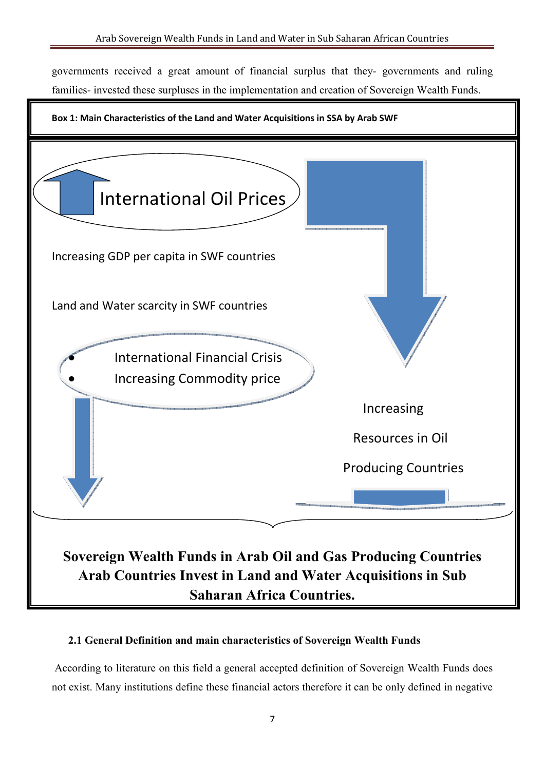governments received a great amount of financial surplus that they- governments and ruling families- invested these surpluses in the implementation and creation of Sovereign Wealth Funds.

**Box 1: Main Characteristics of the Land and Water Acquisitions in SSA by Arab SWF**

International Oil Prices

Increasing GDP per capita in SWF countries

Land and Water scarcity in SWF countries

- International Financial Crisis
- Increasing Commodity price

Increasing Resources in Oil Producing Countries

**Sovereign Wealth Funds in Arab Oil and Gas Producing Countries Arab Countries Invest in Land and Water Acquisitions in Sub Saharan Africa Countries.**

### 2.1 General Definition and main characteristics of Sovereign Wealth Funds

According to literature on this field a general accepted definition of Sovereign Wealth Funds does not exist. Many institutions define these financial actors therefore it can be only defined in negative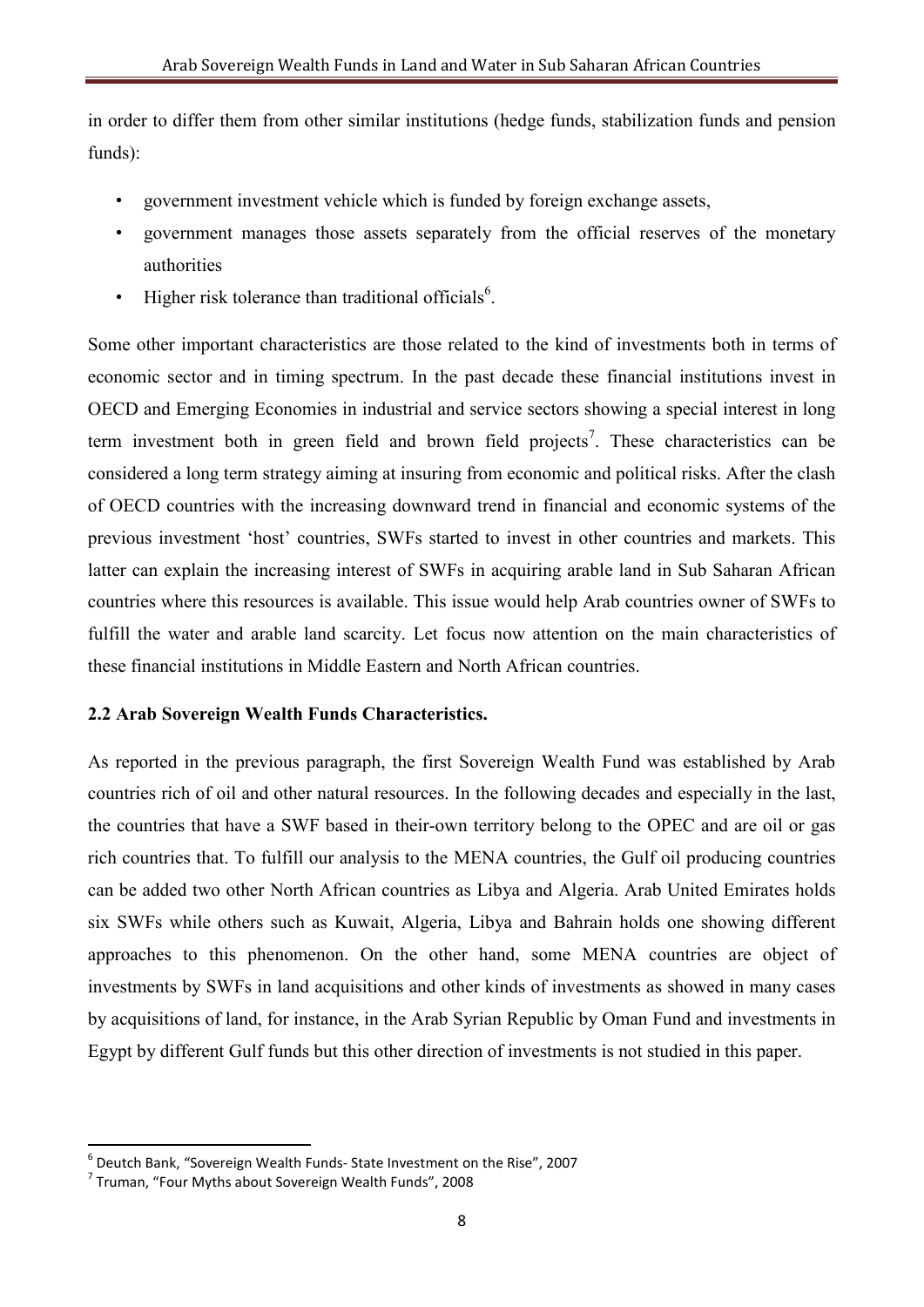in order to differ them from other similar institutions (hedge funds, stabilization funds and pension funds):

- government investment vehicle which is funded by foreign exchange assets,
- government manages those assets separately from the official reserves of the monetary authorities
- Higher risk tolerance than traditional officials[6].

Some other important characteristics are those related to the kind of investments both in terms of economic sector and in timing spectrum. In the past decade these financial institutions invest in OECD and Emerging Economies in industrial and service sectors showing a special interest in long term investment both in green field and brown field projects[7]. These characteristics can be considered a long term strategy aiming at insuring from economic and political risks. After the clash of OECD countries with the increasing downward trend in financial and economic systems of the previous investment 'host' countries, SWFs started to invest in other countries and markets. This latter can explain the increasing interest of SWFs in acquiring arable land in Sub Saharan African countries where this resources is available. This issue would help Arab countries owner of SWFs to fulfill the water and arable land scarcity. Let focus now attention on the main characteristics of these financial institutions in Middle Eastern and North African countries.

**2.2 Arab Sovereign Wealth Funds Characteristics.**

As reported in the previous paragraph, the first Sovereign Wealth Fund was established by Arab countries rich of oil and other natural resources. In the following decades and especially in the last, the countries that have a SWF based in their-own territory belong to the OPEC and are oil or gas rich countries that. To fulfill our analysis to the MENA countries, the Gulf oil producing countries can be added two other North African countries as Libya and Algeria. Arab United Emirates holds six SWFs while others such as Kuwait, Algeria, Libya and Bahrain holds one showing different approaches to this phenomenon. On the other hand, some MENA countries are object of investments by SWFs in land acquisitions and other kinds of investments as showed in many cases by acquisitions of land, for instance, in the Arab Syrian Republic by Oman Fund and investments in Egypt by different Gulf funds but this other direction of investments is not studied in this paper.

---

[6] Deutch Bank, "Sovereign Wealth Funds- State Investment on the Rise", 2007

[7] Truman, "Four Myths about Sovereign Wealth Funds", 2008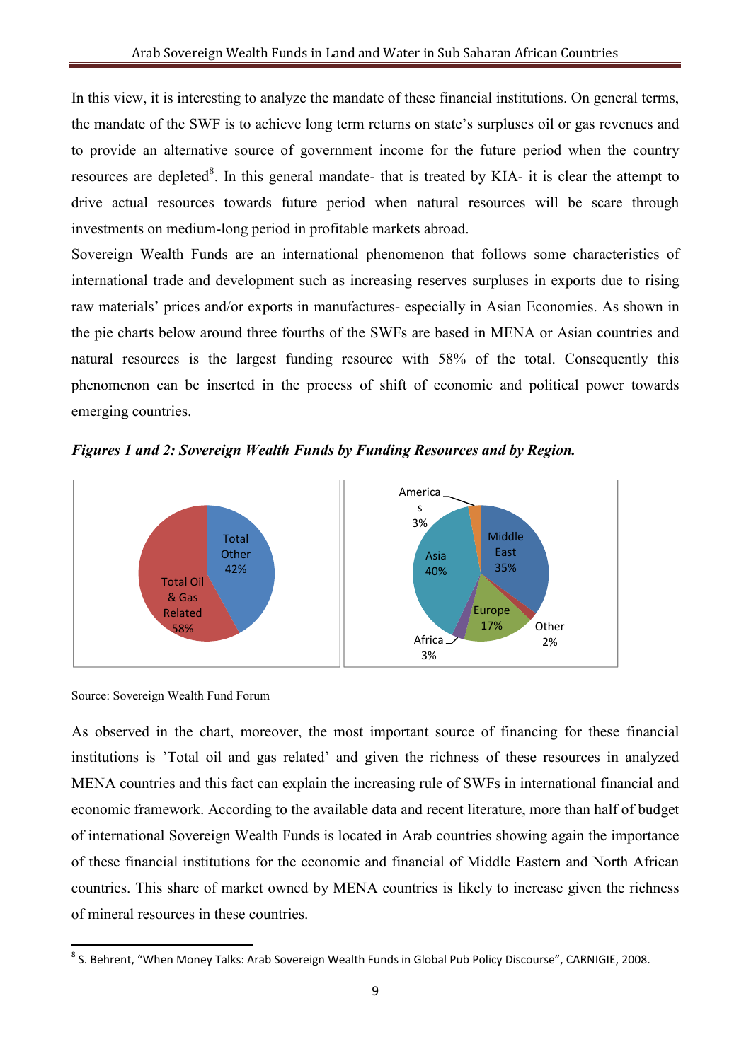In this view, it is interesting to analyze the mandate of these financial institutions. On general terms, the mandate of the SWF is to achieve long term returns on state's surpluses oil or gas revenues and to provide an alternative source of government income for the future period when the country resources are depleted[8]. In this general mandate- that is treated by KIA- it is clear the attempt to drive actual resources towards future period when natural resources will be scare through investments on medium-long period in profitable markets abroad.

Sovereign Wealth Funds are an international phenomenon that follows some characteristics of international trade and development such as increasing reserves surpluses in exports due to rising raw materials' prices and/or exports in manufactures- especially in Asian Economies. As shown in the pie charts below around three fourths of the SWFs are based in MENA or Asian countries and natural resources is the largest funding resource with 58% of the total. Consequently this phenomenon can be inserted in the process of shift of economic and political power towards emerging countries.

***Figures 1 and 2: Sovereign Wealth Funds by Funding Resources and by Region.***

Total Other 42%
Total Oil & Gas Related 58%

Americas 3%
Middle East 35%
Asia 40%
Europe 17%
Other 2%
Africa 3%

Source: Sovereign Wealth Fund Forum

As observed in the chart, moreover, the most important source of financing for these financial institutions is 'Total oil and gas related' and given the richness of these resources in analyzed MENA countries and this fact can explain the increasing rule of SWFs in international financial and economic framework. According to the available data and recent literature, more than half of budget of international Sovereign Wealth Funds is located in Arab countries showing again the importance of these financial institutions for the economic and financial of Middle Eastern and North African countries. This share of market owned by MENA countries is likely to increase given the richness of mineral resources in these countries.

---

[8] S. Behrent, "When Money Talks: Arab Sovereign Wealth Funds in Global Pub Policy Discourse", CARNIGIE, 2008.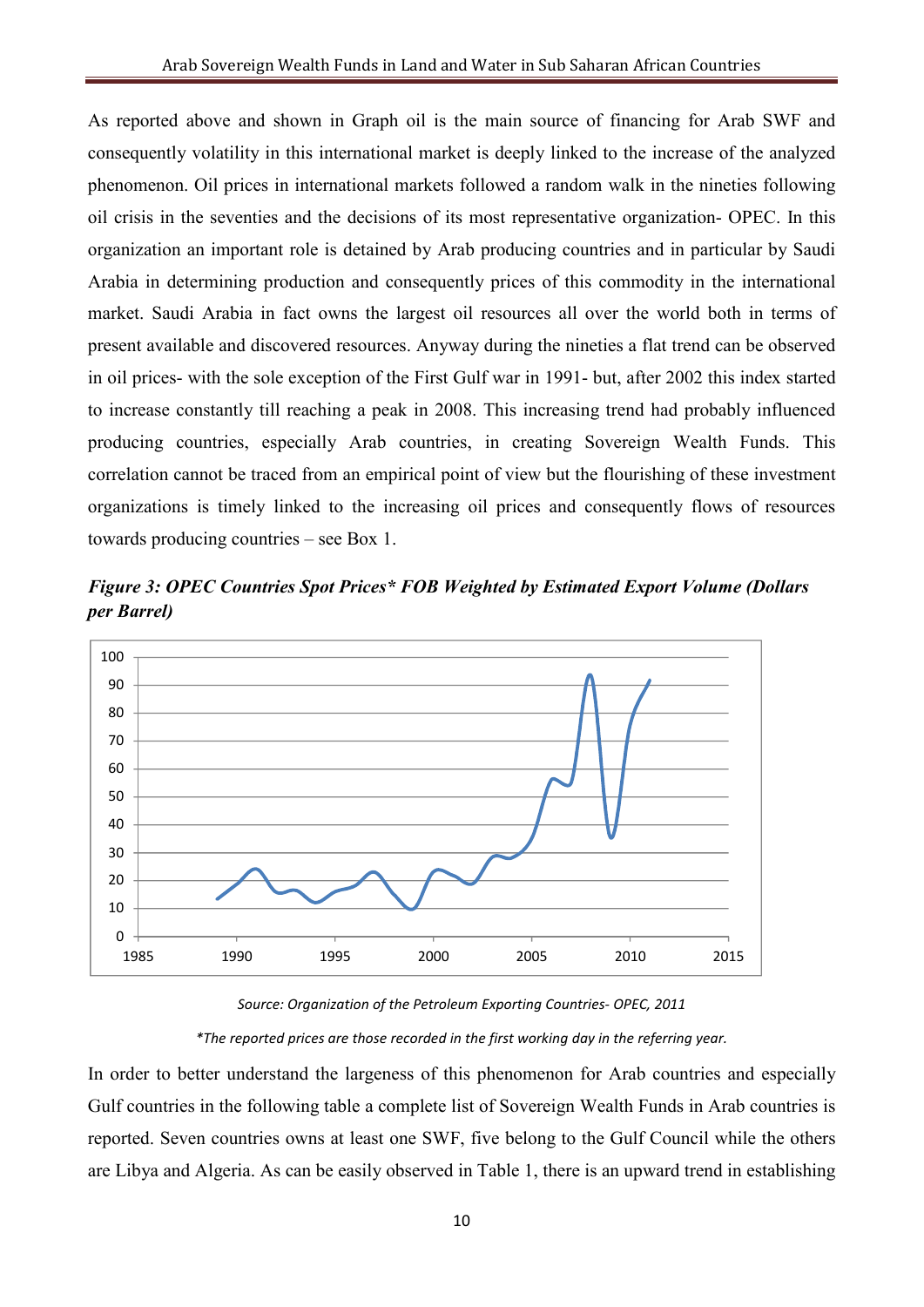As reported above and shown in Graph oil is the main source of financing for Arab SWF and consequently volatility in this international market is deeply linked to the increase of the analyzed phenomenon. Oil prices in international markets followed a random walk in the nineties following oil crisis in the seventies and the decisions of its most representative organization- OPEC. In this organization an important role is detained by Arab producing countries and in particular by Saudi Arabia in determining production and consequently prices of this commodity in the international market. Saudi Arabia in fact owns the largest oil resources all over the world both in terms of present available and discovered resources. Anyway during the nineties a flat trend can be observed in oil prices- with the sole exception of the First Gulf war in 1991- but, after 2002 this index started to increase constantly till reaching a peak in 2008. This increasing trend had probably influenced producing countries, especially Arab countries, in creating Sovereign Wealth Funds. This correlation cannot be traced from an empirical point of view but the flourishing of these investment organizations is timely linked to the increasing oil prices and consequently flows of resources towards producing countries – see Box 1.

***Figure 3: OPEC Countries Spot Prices\* FOB Weighted by Estimated Export Volume (Dollars per Barrel)***

*Source: Organization of the Petroleum Exporting Countries- OPEC, 2011*

*\*The reported prices are those recorded in the first working day in the referring year.*

In order to better understand the largeness of this phenomenon for Arab countries and especially Gulf countries in the following table a complete list of Sovereign Wealth Funds in Arab countries is reported. Seven countries owns at least one SWF, five belong to the Gulf Council while the others are Libya and Algeria. As can be easily observed in Table 1, there is an upward trend in establishing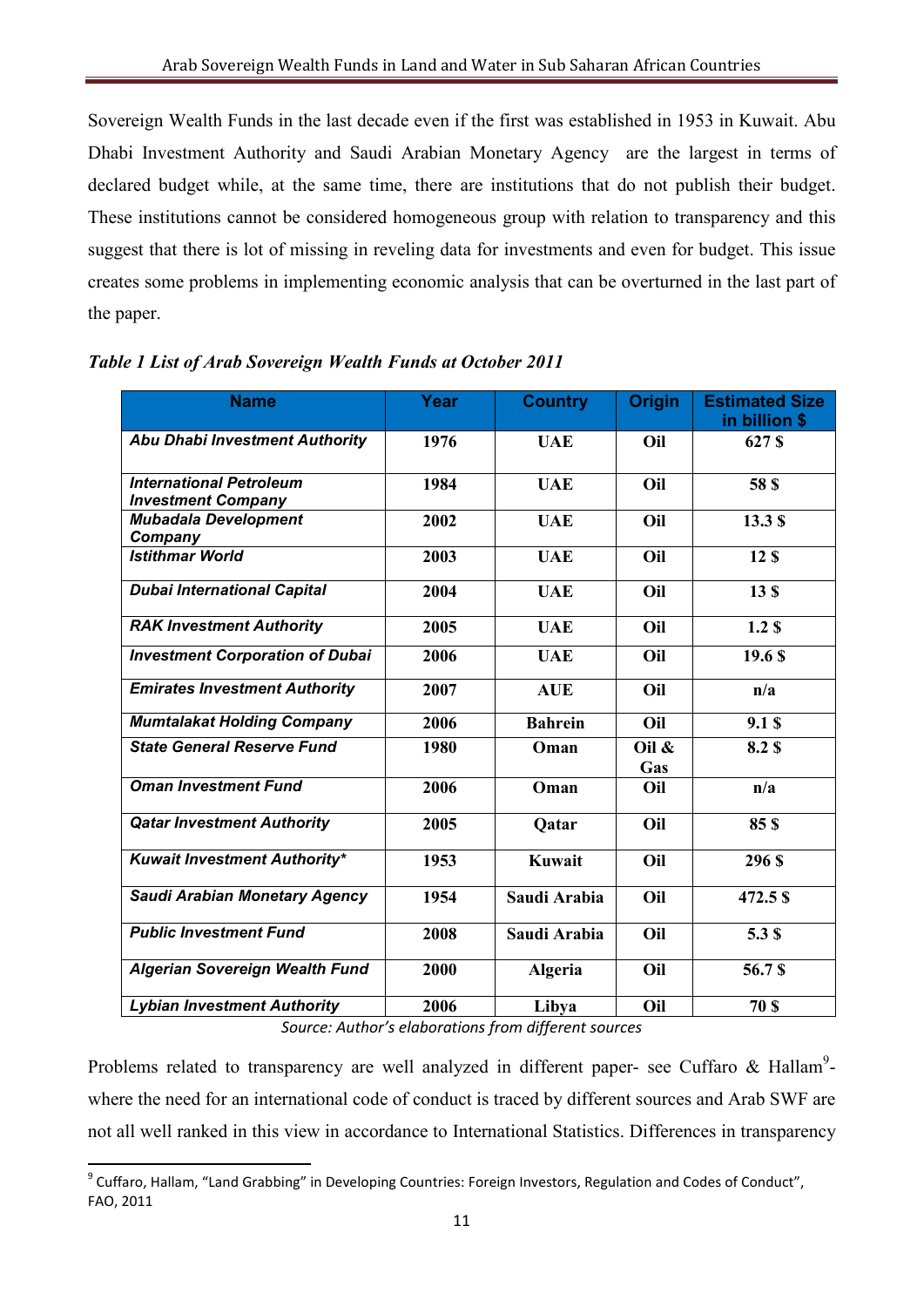Sovereign Wealth Funds in the last decade even if the first was established in 1953 in Kuwait. Abu Dhabi Investment Authority and Saudi Arabian Monetary Agency are the largest in terms of declared budget while, at the same time, there are institutions that do not publish their budget. These institutions cannot be considered homogeneous group with relation to transparency and this suggest that there is lot of missing in reveling data for investments and even for budget. This issue creates some problems in implementing economic analysis that can be overturned in the last part of the paper.

***Table 1 List of Arab Sovereign Wealth Funds at October 2011***

| Name | Year | Country | Origin | Estimated Size in billion $ |
|---|---|---|---|---|
| ***Abu Dhabi Investment Authority*** | **1976** | **UAE** | **Oil** | **627 $** |
| ***International Petroleum Investment Company*** | **1984** | **UAE** | **Oil** | **58 $** |
| ***Mubadala Development Company*** | **2002** | **UAE** | **Oil** | **13.3 $** |
| ***Istithmar World*** | **2003** | **UAE** | **Oil** | **12 $** |
| ***Dubai International Capital*** | **2004** | **UAE** | **Oil** | **13 $** |
| ***RAK Investment Authority*** | **2005** | **UAE** | **Oil** | **1.2 $** |
| ***Investment Corporation of Dubai*** | **2006** | **UAE** | **Oil** | **19.6 $** |
| ***Emirates Investment Authority*** | **2007** | **AUE** | **Oil** | **n/a** |
| ***Mumtalakat Holding Company*** | **2006** | **Bahrein** | **Oil** | **9.1 $** |
| ***State General Reserve Fund*** | **1980** | **Oman** | **Oil & Gas** | **8.2 $** |
| ***Oman Investment Fund*** | **2006** | **Oman** | **Oil** | **n/a** |
| ***Qatar Investment Authority*** | **2005** | **Qatar** | **Oil** | **85 $** |
| ***Kuwait Investment Authority**** | **1953** | **Kuwait** | **Oil** | **296 $** |
| ***Saudi Arabian Monetary Agency*** | **1954** | **Saudi Arabia** | **Oil** | **472.5 $** |
| ***Public Investment Fund*** | **2008** | **Saudi Arabia** | **Oil** | **5.3 $** |
| ***Algerian Sovereign Wealth Fund*** | **2000** | **Algeria** | **Oil** | **56.7 $** |
| ***Lybian Investment Authority*** | **2006** | **Libya** | **Oil** | **70 $** |

*Source: Author's elaborations from different sources*

Problems related to transparency are well analyzed in different paper- see Cuffaro & Hallam[9]- where the need for an international code of conduct is traced by different sources and Arab SWF are not all well ranked in this view in accordance to International Statistics. Differences in transparency

---

[9] Cuffaro, Hallam, "Land Grabbing" in Developing Countries: Foreign Investors, Regulation and Codes of Conduct", FAO, 2011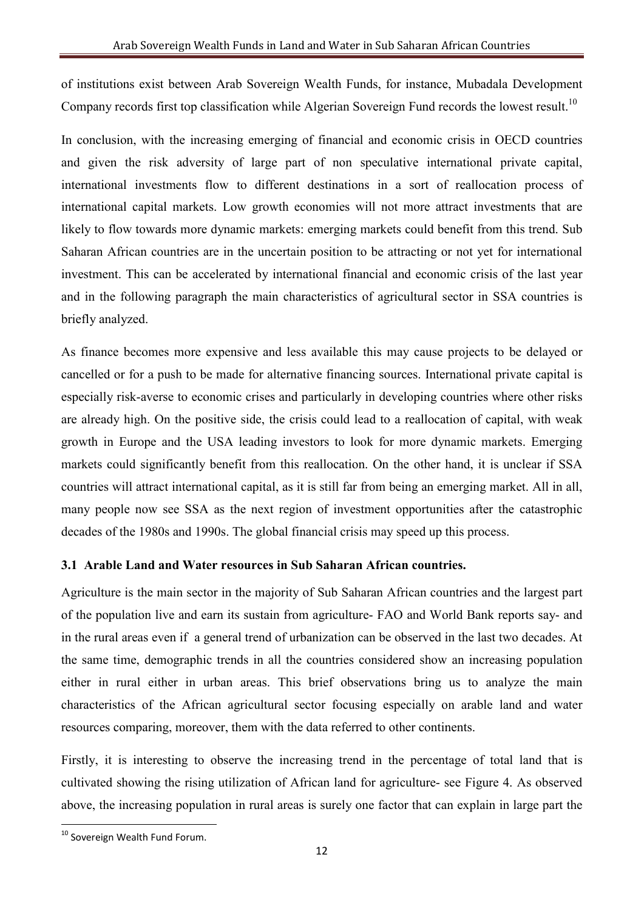of institutions exist between Arab Sovereign Wealth Funds, for instance, Mubadala Development Company records first top classification while Algerian Sovereign Fund records the lowest result.[10]

In conclusion, with the increasing emerging of financial and economic crisis in OECD countries and given the risk adversity of large part of non speculative international private capital, international investments flow to different destinations in a sort of reallocation process of international capital markets. Low growth economies will not more attract investments that are likely to flow towards more dynamic markets: emerging markets could benefit from this trend. Sub Saharan African countries are in the uncertain position to be attracting or not yet for international investment. This can be accelerated by international financial and economic crisis of the last year and in the following paragraph the main characteristics of agricultural sector in SSA countries is briefly analyzed.

As finance becomes more expensive and less available this may cause projects to be delayed or cancelled or for a push to be made for alternative financing sources. International private capital is especially risk-averse to economic crises and particularly in developing countries where other risks are already high. On the positive side, the crisis could lead to a reallocation of capital, with weak growth in Europe and the USA leading investors to look for more dynamic markets. Emerging markets could significantly benefit from this reallocation. On the other hand, it is unclear if SSA countries will attract international capital, as it is still far from being an emerging market. All in all, many people now see SSA as the next region of investment opportunities after the catastrophic decades of the 1980s and 1990s. The global financial crisis may speed up this process.

### 3.1 Arable Land and Water resources in Sub Saharan African countries.

Agriculture is the main sector in the majority of Sub Saharan African countries and the largest part of the population live and earn its sustain from agriculture- FAO and World Bank reports say- and in the rural areas even if a general trend of urbanization can be observed in the last two decades. At the same time, demographic trends in all the countries considered show an increasing population either in rural either in urban areas. This brief observations bring us to analyze the main characteristics of the African agricultural sector focusing especially on arable land and water resources comparing, moreover, them with the data referred to other continents.

Firstly, it is interesting to observe the increasing trend in the percentage of total land that is cultivated showing the rising utilization of African land for agriculture- see Figure 4. As observed above, the increasing population in rural areas is surely one factor that can explain in large part the

[10] Sovereign Wealth Fund Forum.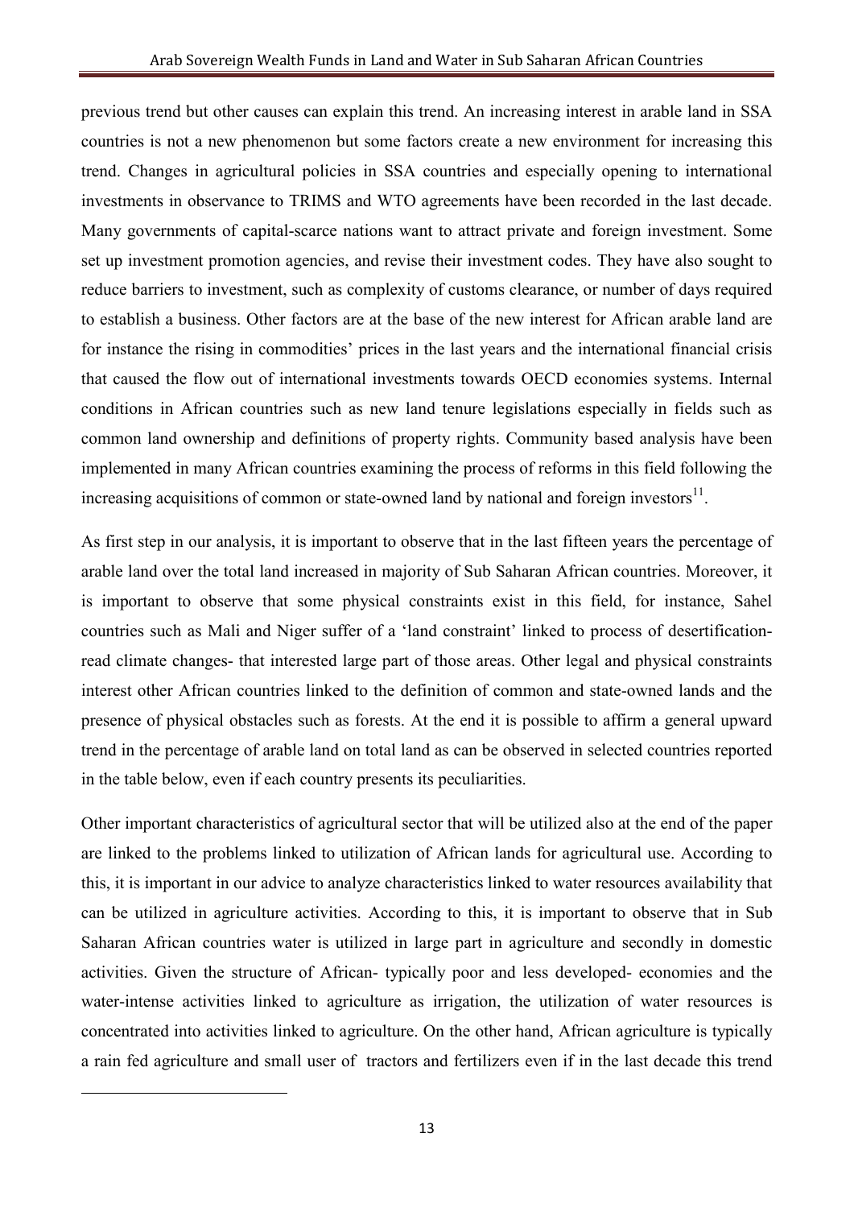previous trend but other causes can explain this trend. An increasing interest in arable land in SSA countries is not a new phenomenon but some factors create a new environment for increasing this trend. Changes in agricultural policies in SSA countries and especially opening to international investments in observance to TRIMS and WTO agreements have been recorded in the last decade. Many governments of capital-scarce nations want to attract private and foreign investment. Some set up investment promotion agencies, and revise their investment codes. They have also sought to reduce barriers to investment, such as complexity of customs clearance, or number of days required to establish a business. Other factors are at the base of the new interest for African arable land are for instance the rising in commodities' prices in the last years and the international financial crisis that caused the flow out of international investments towards OECD economies systems. Internal conditions in African countries such as new land tenure legislations especially in fields such as common land ownership and definitions of property rights. Community based analysis have been implemented in many African countries examining the process of reforms in this field following the increasing acquisitions of common or state-owned land by national and foreign investors[11].

As first step in our analysis, it is important to observe that in the last fifteen years the percentage of arable land over the total land increased in majority of Sub Saharan African countries. Moreover, it is important to observe that some physical constraints exist in this field, for instance, Sahel countries such as Mali and Niger suffer of a 'land constraint' linked to process of desertification-read climate changes- that interested large part of those areas. Other legal and physical constraints interest other African countries linked to the definition of common and state-owned lands and the presence of physical obstacles such as forests. At the end it is possible to affirm a general upward trend in the percentage of arable land on total land as can be observed in selected countries reported in the table below, even if each country presents its peculiarities.

Other important characteristics of agricultural sector that will be utilized also at the end of the paper are linked to the problems linked to utilization of African lands for agricultural use. According to this, it is important in our advice to analyze characteristics linked to water resources availability that can be utilized in agriculture activities. According to this, it is important to observe that in Sub Saharan African countries water is utilized in large part in agriculture and secondly in domestic activities. Given the structure of African- typically poor and less developed- economies and the water-intense activities linked to agriculture as irrigation, the utilization of water resources is concentrated into activities linked to agriculture. On the other hand, African agriculture is typically a rain fed agriculture and small user of tractors and fertilizers even if in the last decade this trend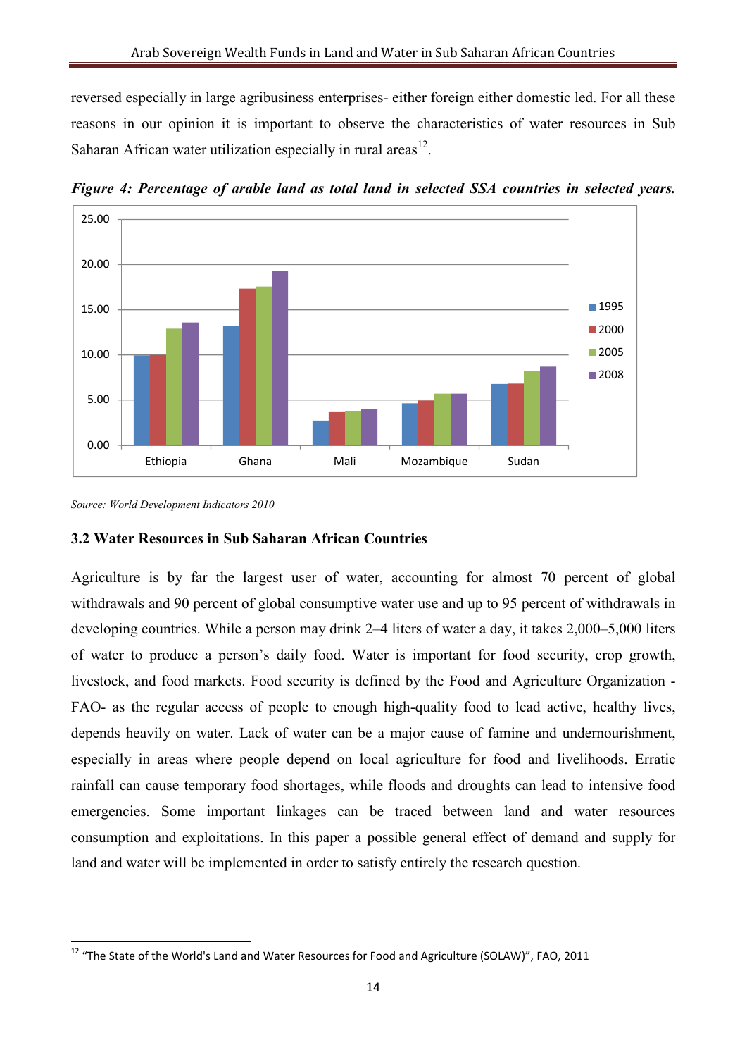reversed especially in large agribusiness enterprises- either foreign either domestic led. For all these reasons in our opinion it is important to observe the characteristics of water resources in Sub Saharan African water utilization especially in rural areas[12].

***Figure 4: Percentage of arable land as total land in selected SSA countries in selected years.***

*Source: World Development Indicators 2010*

### 3.2 Water Resources in Sub Saharan African Countries

Agriculture is by far the largest user of water, accounting for almost 70 percent of global withdrawals and 90 percent of global consumptive water use and up to 95 percent of withdrawals in developing countries. While a person may drink 2–4 liters of water a day, it takes 2,000–5,000 liters of water to produce a person's daily food. Water is important for food security, crop growth, livestock, and food markets. Food security is defined by the Food and Agriculture Organization - FAO- as the regular access of people to enough high-quality food to lead active, healthy lives, depends heavily on water. Lack of water can be a major cause of famine and undernourishment, especially in areas where people depend on local agriculture for food and livelihoods. Erratic rainfall can cause temporary food shortages, while floods and droughts can lead to intensive food emergencies. Some important linkages can be traced between land and water resources consumption and exploitations. In this paper a possible general effect of demand and supply for land and water will be implemented in order to satisfy entirely the research question.

[12] "The State of the World's Land and Water Resources for Food and Agriculture (SOLAW)", FAO, 2011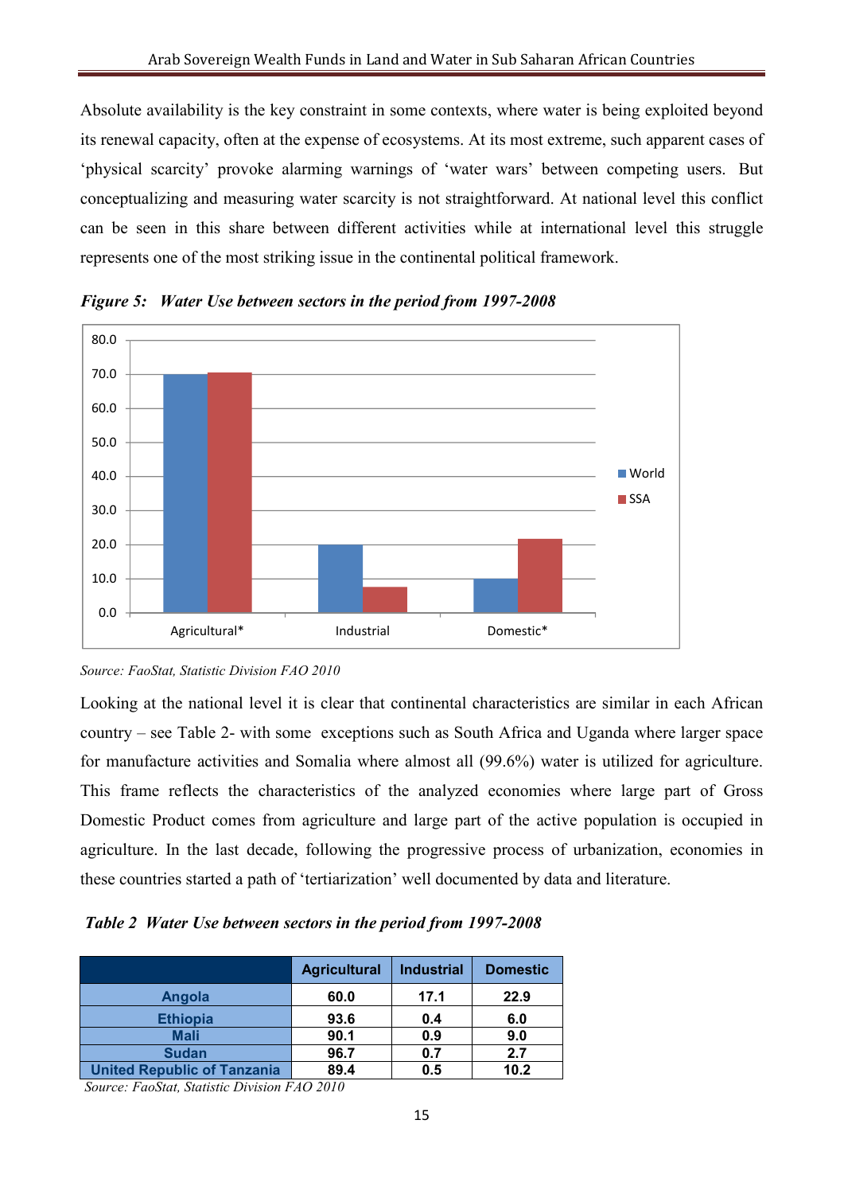Absolute availability is the key constraint in some contexts, where water is being exploited beyond its renewal capacity, often at the expense of ecosystems. At its most extreme, such apparent cases of 'physical scarcity' provoke alarming warnings of 'water wars' between competing users. But conceptualizing and measuring water scarcity is not straightforward. At national level this conflict can be seen in this share between different activities while at international level this struggle represents one of the most striking issue in the continental political framework.

***Figure 5: Water Use between sectors in the period from 1997-2008***

*Source: FaoStat, Statistic Division FAO 2010*

Looking at the national level it is clear that continental characteristics are similar in each African country – see Table 2- with some exceptions such as South Africa and Uganda where larger space for manufacture activities and Somalia where almost all (99.6%) water is utilized for agriculture. This frame reflects the characteristics of the analyzed economies where large part of Gross Domestic Product comes from agriculture and large part of the active population is occupied in agriculture. In the last decade, following the progressive process of urbanization, economies in these countries started a path of 'tertiarization' well documented by data and literature.

***Table 2 Water Use between sectors in the period from 1997-2008***

| | Agricultural | Industrial | Domestic |
|---|---|---|---|
| Angola | 60.0 | 17.1 | 22.9 |
| Ethiopia | 93.6 | 0.4 | 6.0 |
| Mali | 90.1 | 0.9 | 9.0 |
| Sudan | 96.7 | 0.7 | 2.7 |
| United Republic of Tanzania | 89.4 | 0.5 | 10.2 |

*Source: FaoStat, Statistic Division FAO 2010*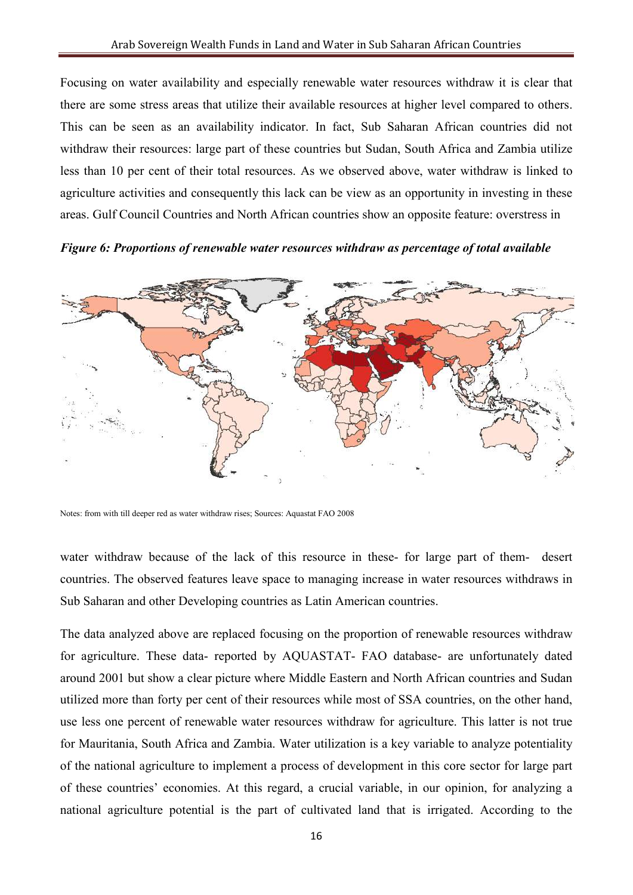Focusing on water availability and especially renewable water resources withdraw it is clear that there are some stress areas that utilize their available resources at higher level compared to others. This can be seen as an availability indicator. In fact, Sub Saharan African countries did not withdraw their resources: large part of these countries but Sudan, South Africa and Zambia utilize less than 10 per cent of their total resources. As we observed above, water withdraw is linked to agriculture activities and consequently this lack can be view as an opportunity in investing in these areas. Gulf Council Countries and North African countries show an opposite feature: overstress in

***Figure 6: Proportions of renewable water resources withdraw as percentage of total available***

Notes: from with till deeper red as water withdraw rises; Sources: Aquastat FAO 2008

water withdraw because of the lack of this resource in these- for large part of them- desert countries. The observed features leave space to managing increase in water resources withdraws in Sub Saharan and other Developing countries as Latin American countries.

The data analyzed above are replaced focusing on the proportion of renewable resources withdraw for agriculture. These data- reported by AQUASTAT- FAO database- are unfortunately dated around 2001 but show a clear picture where Middle Eastern and North African countries and Sudan utilized more than forty per cent of their resources while most of SSA countries, on the other hand, use less one percent of renewable water resources withdraw for agriculture. This latter is not true for Mauritania, South Africa and Zambia. Water utilization is a key variable to analyze potentiality of the national agriculture to implement a process of development in this core sector for large part of these countries' economies. At this regard, a crucial variable, in our opinion, for analyzing a national agriculture potential is the part of cultivated land that is irrigated. According to the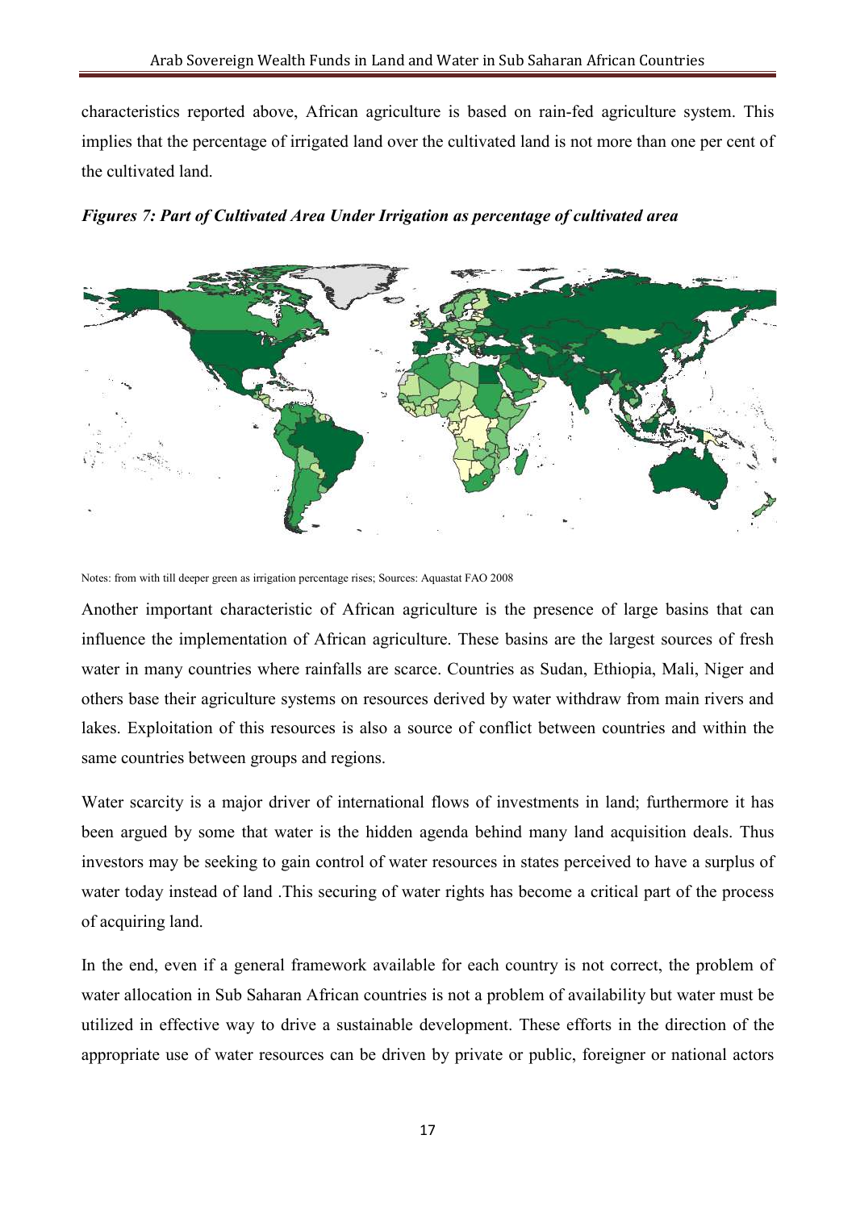characteristics reported above, African agriculture is based on rain-fed agriculture system. This implies that the percentage of irrigated land over the cultivated land is not more than one per cent of the cultivated land.

***Figures 7: Part of Cultivated Area Under Irrigation as percentage of cultivated area***

Notes: from with till deeper green as irrigation percentage rises; Sources: Aquastat FAO 2008

Another important characteristic of African agriculture is the presence of large basins that can influence the implementation of African agriculture. These basins are the largest sources of fresh water in many countries where rainfalls are scarce. Countries as Sudan, Ethiopia, Mali, Niger and others base their agriculture systems on resources derived by water withdraw from main rivers and lakes. Exploitation of this resources is also a source of conflict between countries and within the same countries between groups and regions.

Water scarcity is a major driver of international flows of investments in land; furthermore it has been argued by some that water is the hidden agenda behind many land acquisition deals. Thus investors may be seeking to gain control of water resources in states perceived to have a surplus of water today instead of land .This securing of water rights has become a critical part of the process of acquiring land.

In the end, even if a general framework available for each country is not correct, the problem of water allocation in Sub Saharan African countries is not a problem of availability but water must be utilized in effective way to drive a sustainable development. These efforts in the direction of the appropriate use of water resources can be driven by private or public, foreigner or national actors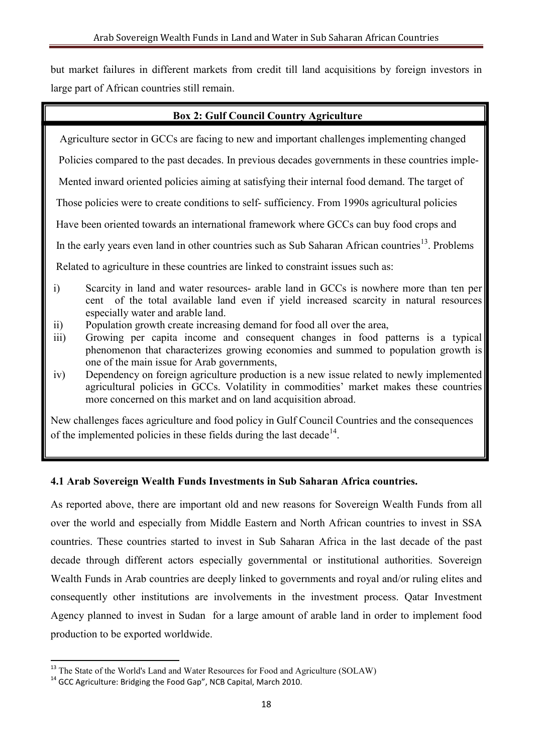but market failures in different markets from credit till land acquisitions by foreign investors in large part of African countries still remain.

**Box 2: Gulf Council Country Agriculture**

Agriculture sector in GCCs are facing to new and important challenges implementing changed Policies compared to the past decades. In previous decades governments in these countries implemented inward oriented policies aiming at satisfying their internal food demand. The target of Those policies were to create conditions to self- sufficiency. From 1990s agricultural policies Have been oriented towards an international framework where GCCs can buy food crops and In the early years even land in other countries such as Sub Saharan African countries[13]. Problems Related to agriculture in these countries are linked to constraint issues such as:

i) Scarcity in land and water resources- arable land in GCCs is nowhere more than ten per cent of the total available land even if yield increased scarcity in natural resources especially water and arable land.
ii) Population growth create increasing demand for food all over the area,
iii) Growing per capita income and consequent changes in food patterns is a typical phenomenon that characterizes growing economies and summed to population growth is one of the main issue for Arab governments,
iv) Dependency on foreign agriculture production is a new issue related to newly implemented agricultural policies in GCCs. Volatility in commodities' market makes these countries more concerned on this market and on land acquisition abroad.

New challenges faces agriculture and food policy in Gulf Council Countries and the consequences of the implemented policies in these fields during the last decade[14].

### 4.1 Arab Sovereign Wealth Funds Investments in Sub Saharan Africa countries.

As reported above, there are important old and new reasons for Sovereign Wealth Funds from all over the world and especially from Middle Eastern and North African countries to invest in SSA countries. These countries started to invest in Sub Saharan Africa in the last decade of the past decade through different actors especially governmental or institutional authorities. Sovereign Wealth Funds in Arab countries are deeply linked to governments and royal and/or ruling elites and consequently other institutions are involvements in the investment process. Qatar Investment Agency planned to invest in Sudan for a large amount of arable land in order to implement food production to be exported worldwide.

---

[13] The State of the World's Land and Water Resources for Food and Agriculture (SOLAW)

[14] GCC Agriculture: Bridging the Food Gap", NCB Capital, March 2010.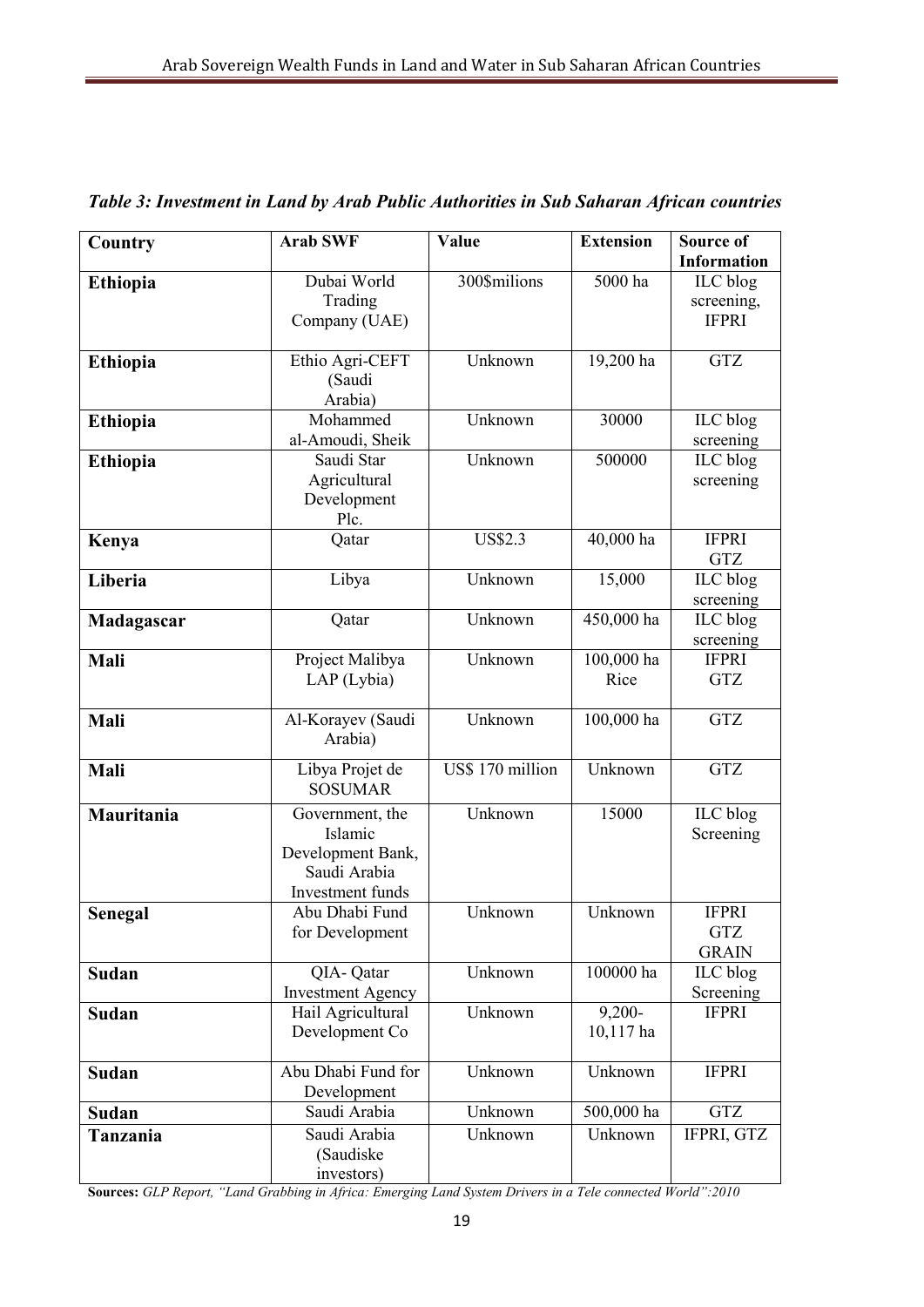*Table 3: Investment in Land by Arab Public Authorities in Sub Saharan African countries*

| Country | Arab SWF | Value | Extension | Source of Information |
|---|---|---|---|---|
| **Ethiopia** | Dubai World Trading Company (UAE) | 300$milions | 5000 ha | ILC blog screening, IFPRI |
| **Ethiopia** | Ethio Agri-CEFT (Saudi Arabia) | Unknown | 19,200 ha | GTZ |
| **Ethiopia** | Mohammed al-Amoudi, Sheik | Unknown | 30000 | ILC blog screening |
| **Ethiopia** | Saudi Star Agricultural Development Plc. | Unknown | 500000 | ILC blog screening |
| **Kenya** | Qatar | US$2.3 | 40,000 ha | IFPRI GTZ |
| **Liberia** | Libya | Unknown | 15,000 | ILC blog screening |
| **Madagascar** | Qatar | Unknown | 450,000 ha | ILC blog screening |
| **Mali** | Project Malibya LAP (Lybia) | Unknown | 100,000 ha Rice | IFPRI GTZ |
| **Mali** | Al-Korayev (Saudi Arabia) | Unknown | 100,000 ha | GTZ |
| **Mali** | Libya Projet de SOSUMAR | US$ 170 million | Unknown | GTZ |
| **Mauritania** | Government, the Islamic Development Bank, Saudi Arabia Investment funds | Unknown | 15000 | ILC blog Screening |
| **Senegal** | Abu Dhabi Fund for Development | Unknown | Unknown | IFPRI GTZ GRAIN |
| **Sudan** | QIA- Qatar Investment Agency | Unknown | 100000 ha | ILC blog Screening |
| **Sudan** | Hail Agricultural Development Co | Unknown | 9,200-10,117 ha | IFPRI |
| **Sudan** | Abu Dhabi Fund for Development | Unknown | Unknown | IFPRI |
| **Sudan** | Saudi Arabia | Unknown | 500,000 ha | GTZ |
| **Tanzania** | Saudi Arabia (Saudiske investors) | Unknown | Unknown | IFPRI, GTZ |

**Sources:** *GLP Report, "Land Grabbing in Africa: Emerging Land System Drivers in a Tele connected World":2010*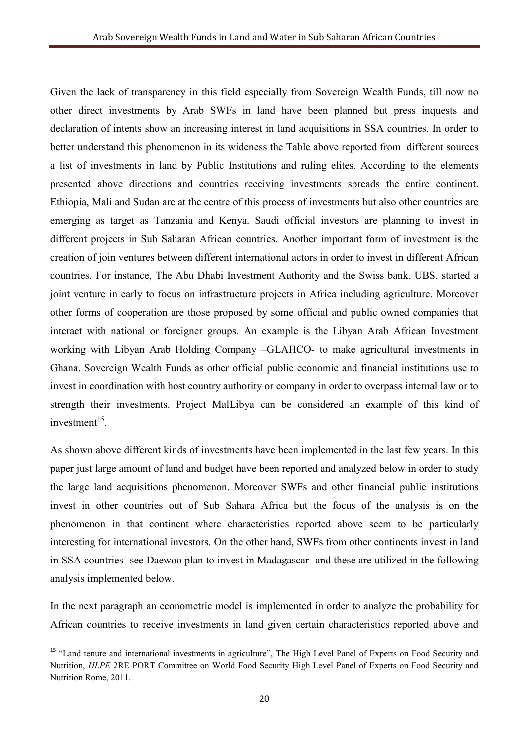Given the lack of transparency in this field especially from Sovereign Wealth Funds, till now no other direct investments by Arab SWFs in land have been planned but press inquests and declaration of intents show an increasing interest in land acquisitions in SSA countries. In order to better understand this phenomenon in its wideness the Table above reported from different sources a list of investments in land by Public Institutions and ruling elites. According to the elements presented above directions and countries receiving investments spreads the entire continent. Ethiopia, Mali and Sudan are at the centre of this process of investments but also other countries are emerging as target as Tanzania and Kenya. Saudi official investors are planning to invest in different projects in Sub Saharan African countries. Another important form of investment is the creation of join ventures between different international actors in order to invest in different African countries. For instance, The Abu Dhabi Investment Authority and the Swiss bank, UBS, started a joint venture in early to focus on infrastructure projects in Africa including agriculture. Moreover other forms of cooperation are those proposed by some official and public owned companies that interact with national or foreigner groups. An example is the Libyan Arab African Investment working with Libyan Arab Holding Company –GLAHCO- to make agricultural investments in Ghana. Sovereign Wealth Funds as other official public economic and financial institutions use to invest in coordination with host country authority or company in order to overpass internal law or to strength their investments. Project MalLibya can be considered an example of this kind of investment[15].

As shown above different kinds of investments have been implemented in the last few years. In this paper just large amount of land and budget have been reported and analyzed below in order to study the large land acquisitions phenomenon. Moreover SWFs and other financial public institutions invest in other countries out of Sub Sahara Africa but the focus of the analysis is on the phenomenon in that continent where characteristics reported above seem to be particularly interesting for international investors. On the other hand, SWFs from other continents invest in land in SSA countries- see Daewoo plan to invest in Madagascar- and these are utilized in the following analysis implemented below.

In the next paragraph an econometric model is implemented in order to analyze the probability for African countries to receive investments in land given certain characteristics reported above and

[15] "Land tenure and international investments in agriculture", The High Level Panel of Experts on Food Security and Nutrition, *HLPE* 2RE PORT Committee on World Food Security High Level Panel of Experts on Food Security and Nutrition Rome, 2011.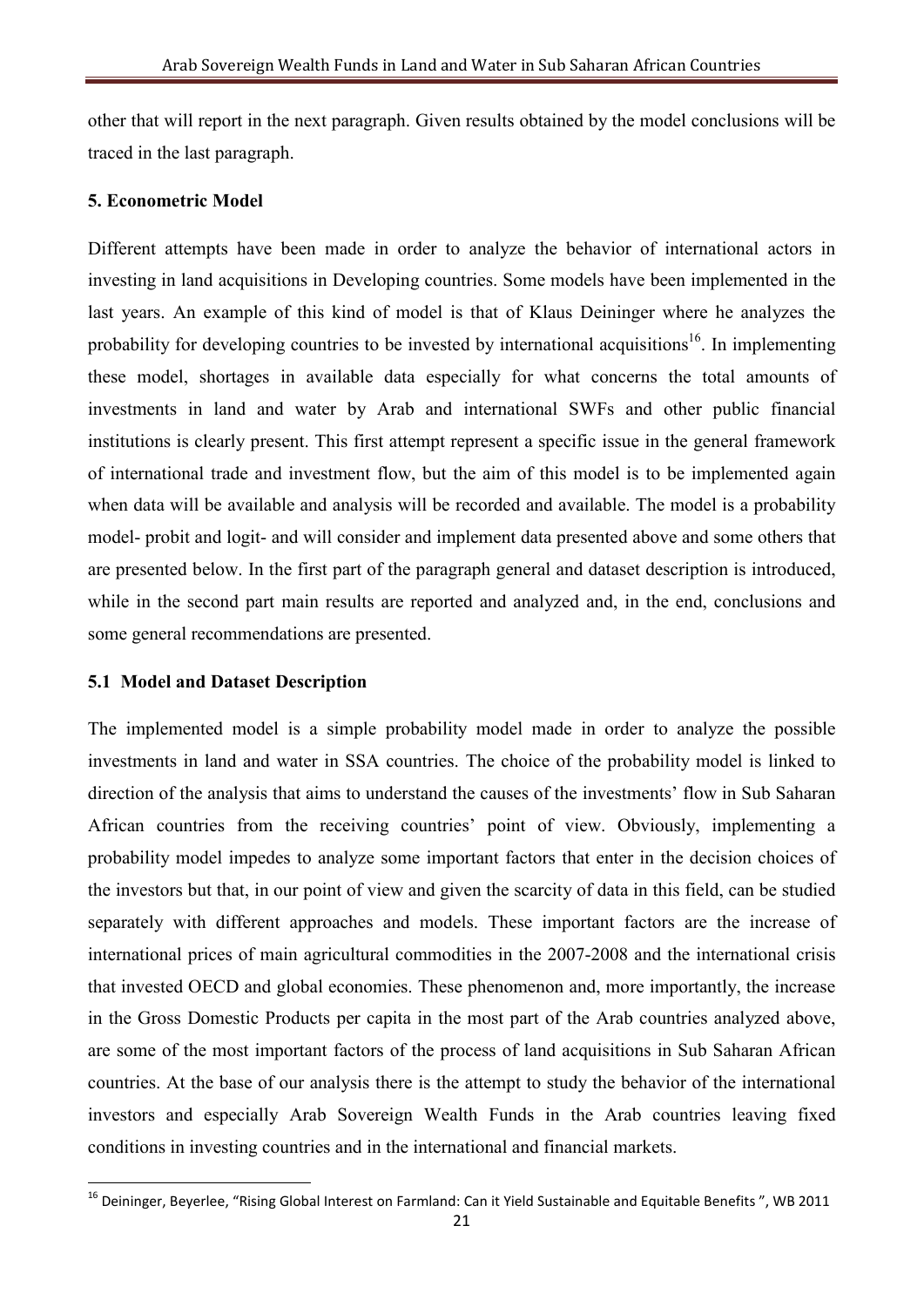other that will report in the next paragraph. Given results obtained by the model conclusions will be traced in the last paragraph.

## 5. Econometric Model

Different attempts have been made in order to analyze the behavior of international actors in investing in land acquisitions in Developing countries. Some models have been implemented in the last years. An example of this kind of model is that of Klaus Deininger where he analyzes the probability for developing countries to be invested by international acquisitions[16]. In implementing these model, shortages in available data especially for what concerns the total amounts of investments in land and water by Arab and international SWFs and other public financial institutions is clearly present. This first attempt represent a specific issue in the general framework of international trade and investment flow, but the aim of this model is to be implemented again when data will be available and analysis will be recorded and available. The model is a probability model- probit and logit- and will consider and implement data presented above and some others that are presented below. In the first part of the paragraph general and dataset description is introduced, while in the second part main results are reported and analyzed and, in the end, conclusions and some general recommendations are presented.

### 5.1 Model and Dataset Description

The implemented model is a simple probability model made in order to analyze the possible investments in land and water in SSA countries. The choice of the probability model is linked to direction of the analysis that aims to understand the causes of the investments' flow in Sub Saharan African countries from the receiving countries' point of view. Obviously, implementing a probability model impedes to analyze some important factors that enter in the decision choices of the investors but that, in our point of view and given the scarcity of data in this field, can be studied separately with different approaches and models. These important factors are the increase of international prices of main agricultural commodities in the 2007-2008 and the international crisis that invested OECD and global economies. These phenomenon and, more importantly, the increase in the Gross Domestic Products per capita in the most part of the Arab countries analyzed above, are some of the most important factors of the process of land acquisitions in Sub Saharan African countries. At the base of our analysis there is the attempt to study the behavior of the international investors and especially Arab Sovereign Wealth Funds in the Arab countries leaving fixed conditions in investing countries and in the international and financial markets.

[16] Deininger, Beyerlee, "Rising Global Interest on Farmland: Can it Yield Sustainable and Equitable Benefits ", WB 2011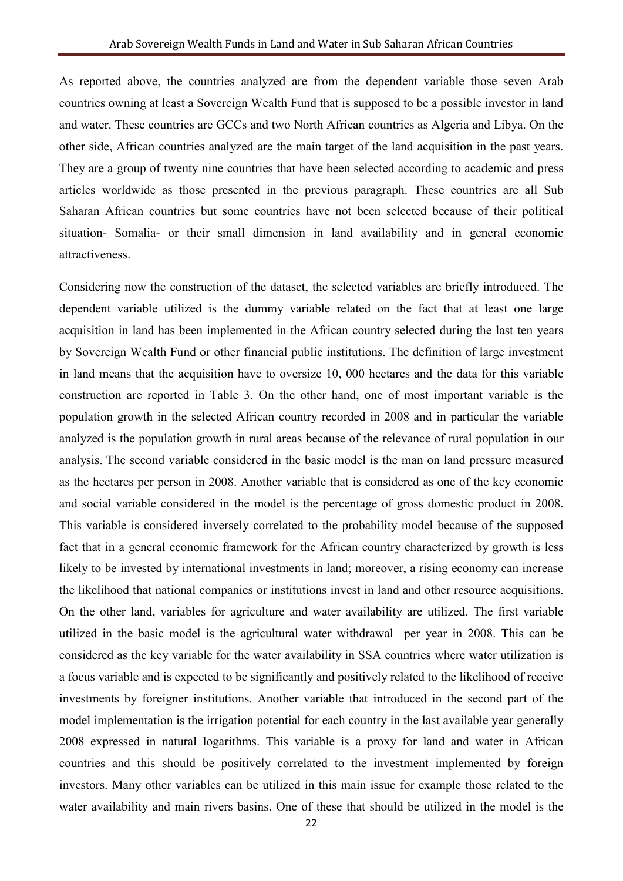As reported above, the countries analyzed are from the dependent variable those seven Arab countries owning at least a Sovereign Wealth Fund that is supposed to be a possible investor in land and water. These countries are GCCs and two North African countries as Algeria and Libya. On the other side, African countries analyzed are the main target of the land acquisition in the past years. They are a group of twenty nine countries that have been selected according to academic and press articles worldwide as those presented in the previous paragraph. These countries are all Sub Saharan African countries but some countries have not been selected because of their political situation- Somalia- or their small dimension in land availability and in general economic attractiveness.

Considering now the construction of the dataset, the selected variables are briefly introduced. The dependent variable utilized is the dummy variable related on the fact that at least one large acquisition in land has been implemented in the African country selected during the last ten years by Sovereign Wealth Fund or other financial public institutions. The definition of large investment in land means that the acquisition have to oversize 10, 000 hectares and the data for this variable construction are reported in Table 3. On the other hand, one of most important variable is the population growth in the selected African country recorded in 2008 and in particular the variable analyzed is the population growth in rural areas because of the relevance of rural population in our analysis. The second variable considered in the basic model is the man on land pressure measured as the hectares per person in 2008. Another variable that is considered as one of the key economic and social variable considered in the model is the percentage of gross domestic product in 2008. This variable is considered inversely correlated to the probability model because of the supposed fact that in a general economic framework for the African country characterized by growth is less likely to be invested by international investments in land; moreover, a rising economy can increase the likelihood that national companies or institutions invest in land and other resource acquisitions. On the other land, variables for agriculture and water availability are utilized. The first variable utilized in the basic model is the agricultural water withdrawal per year in 2008. This can be considered as the key variable for the water availability in SSA countries where water utilization is a focus variable and is expected to be significantly and positively related to the likelihood of receive investments by foreigner institutions. Another variable that introduced in the second part of the model implementation is the irrigation potential for each country in the last available year generally 2008 expressed in natural logarithms. This variable is a proxy for land and water in African countries and this should be positively correlated to the investment implemented by foreign investors. Many other variables can be utilized in this main issue for example those related to the water availability and main rivers basins. One of these that should be utilized in the model is the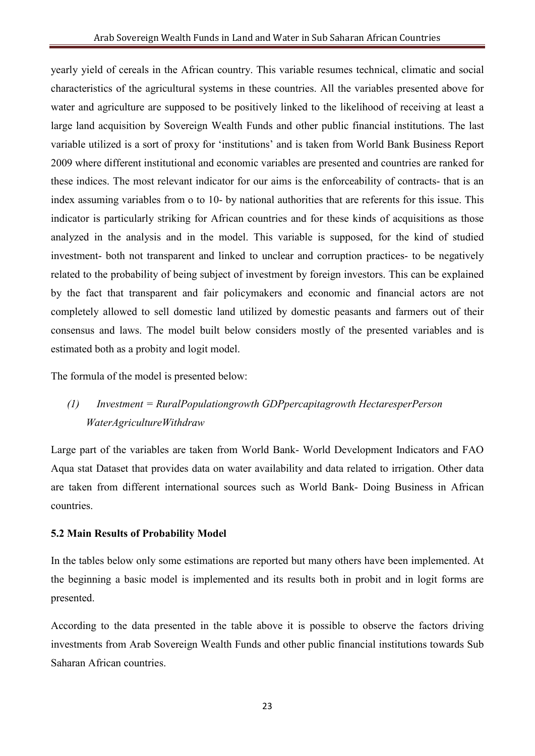yearly yield of cereals in the African country. This variable resumes technical, climatic and social characteristics of the agricultural systems in these countries. All the variables presented above for water and agriculture are supposed to be positively linked to the likelihood of receiving at least a large land acquisition by Sovereign Wealth Funds and other public financial institutions. The last variable utilized is a sort of proxy for 'institutions' and is taken from World Bank Business Report 2009 where different institutional and economic variables are presented and countries are ranked for these indices. The most relevant indicator for our aims is the enforceability of contracts- that is an index assuming variables from o to 10- by national authorities that are referents for this issue. This indicator is particularly striking for African countries and for these kinds of acquisitions as those analyzed in the analysis and in the model. This variable is supposed, for the kind of studied investment- both not transparent and linked to unclear and corruption practices- to be negatively related to the probability of being subject of investment by foreign investors. This can be explained by the fact that transparent and fair policymakers and economic and financial actors are not completely allowed to sell domestic land utilized by domestic peasants and farmers out of their consensus and laws. The model built below considers mostly of the presented variables and is estimated both as a probity and logit model.

The formula of the model is presented below:

(1) *Investment = RuralPopulationgrowth GDPpercapitagrowth HectaresperPerson WaterAgricultureWithdraw*

Large part of the variables are taken from World Bank- World Development Indicators and FAO Aqua stat Dataset that provides data on water availability and data related to irrigation. Other data are taken from different international sources such as World Bank- Doing Business in African countries.

### 5.2 Main Results of Probability Model

In the tables below only some estimations are reported but many others have been implemented. At the beginning a basic model is implemented and its results both in probit and in logit forms are presented.

According to the data presented in the table above it is possible to observe the factors driving investments from Arab Sovereign Wealth Funds and other public financial institutions towards Sub Saharan African countries.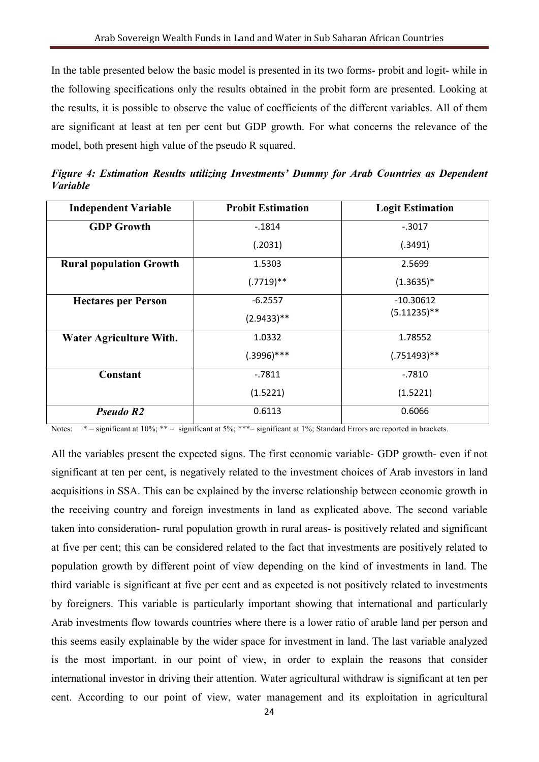In the table presented below the basic model is presented in its two forms- probit and logit- while in the following specifications only the results obtained in the probit form are presented. Looking at the results, it is possible to observe the value of coefficients of the different variables. All of them are significant at least at ten per cent but GDP growth. For what concerns the relevance of the model, both present high value of the pseudo R squared.

***Figure 4: Estimation Results utilizing Investments' Dummy for Arab Countries as Dependent Variable***

| Independent Variable | Probit Estimation | Logit Estimation |
|---|---|---|
| **GDP Growth** | -.1814<br>(.2031) | -.3017<br>(.3491) |
| **Rural population Growth** | 1.5303<br>(.7719)** | 2.5699<br>(1.3635)* |
| **Hectares per Person** | -6.2557<br>(2.9433)** | -10.30612<br>(5.11235)** |
| **Water Agriculture With.** | 1.0332<br>(.3996)*** | 1.78552<br>(.751493)** |
| **Constant** | -.7811<br>(1.5221) | -.7810<br>(1.5221) |
| ***Pseudo R2*** | 0.6113 | 0.6066 |

Notes: * = significant at 10%; ** = significant at 5%; ***= significant at 1%; Standard Errors are reported in brackets.

All the variables present the expected signs. The first economic variable- GDP growth- even if not significant at ten per cent, is negatively related to the investment choices of Arab investors in land acquisitions in SSA. This can be explained by the inverse relationship between economic growth in the receiving country and foreign investments in land as explicated above. The second variable taken into consideration- rural population growth in rural areas- is positively related and significant at five per cent; this can be considered related to the fact that investments are positively related to population growth by different point of view depending on the kind of investments in land. The third variable is significant at five per cent and as expected is not positively related to investments by foreigners. This variable is particularly important showing that international and particularly Arab investments flow towards countries where there is a lower ratio of arable land per person and this seems easily explainable by the wider space for investment in land. The last variable analyzed is the most important. in our point of view, in order to explain the reasons that consider international investor in driving their attention. Water agricultural withdraw is significant at ten per cent. According to our point of view, water management and its exploitation in agricultural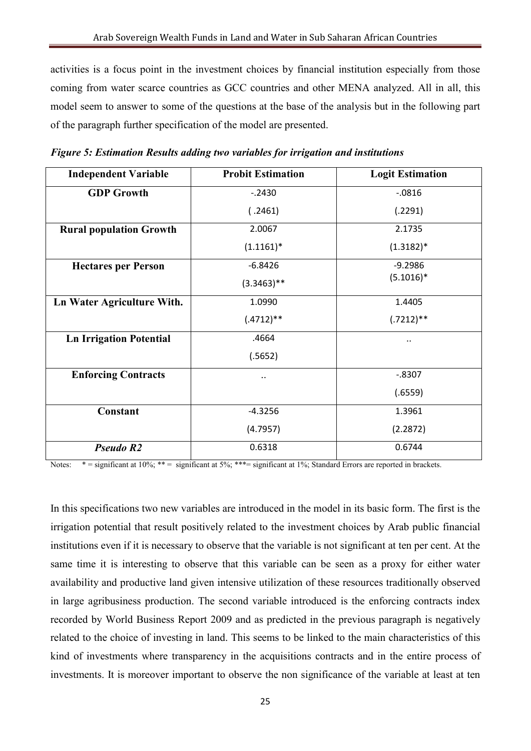activities is a focus point in the investment choices by financial institution especially from those coming from water scarce countries as GCC countries and other MENA analyzed. All in all, this model seem to answer to some of the questions at the base of the analysis but in the following part of the paragraph further specification of the model are presented.

***Figure 5: Estimation Results adding two variables for irrigation and institutions***

| Independent Variable | Probit Estimation | Logit Estimation |
|---|---|---|
| **GDP Growth** | -.2430<br>( .2461) | -.0816<br>(.2291) |
| **Rural population Growth** | 2.0067<br>(1.1161)* | 2.1735<br>(1.3182)* |
| **Hectares per Person** | -6.8426<br>(3.3463)** | -9.2986<br>(5.1016)* |
| **Ln Water Agriculture With.** | 1.0990<br>(.4712)** | 1.4405<br>(.7212)** |
| **Ln Irrigation Potential** | .4664<br>(.5652) | .. |
| **Enforcing Contracts** | .. | -.8307<br>(.6559) |
| **Constant** | -4.3256<br>(4.7957) | 1.3961<br>(2.2872) |
| ***Pseudo R2*** | 0.6318 | 0.6744 |

Notes: * = significant at 10%; ** = significant at 5%; ***= significant at 1%; Standard Errors are reported in brackets.

In this specifications two new variables are introduced in the model in its basic form. The first is the irrigation potential that result positively related to the investment choices by Arab public financial institutions even if it is necessary to observe that the variable is not significant at ten per cent. At the same time it is interesting to observe that this variable can be seen as a proxy for either water availability and productive land given intensive utilization of these resources traditionally observed in large agribusiness production. The second variable introduced is the enforcing contracts index recorded by World Business Report 2009 and as predicted in the previous paragraph is negatively related to the choice of investing in land. This seems to be linked to the main characteristics of this kind of investments where transparency in the acquisitions contracts and in the entire process of investments. It is moreover important to observe the non significance of the variable at least at ten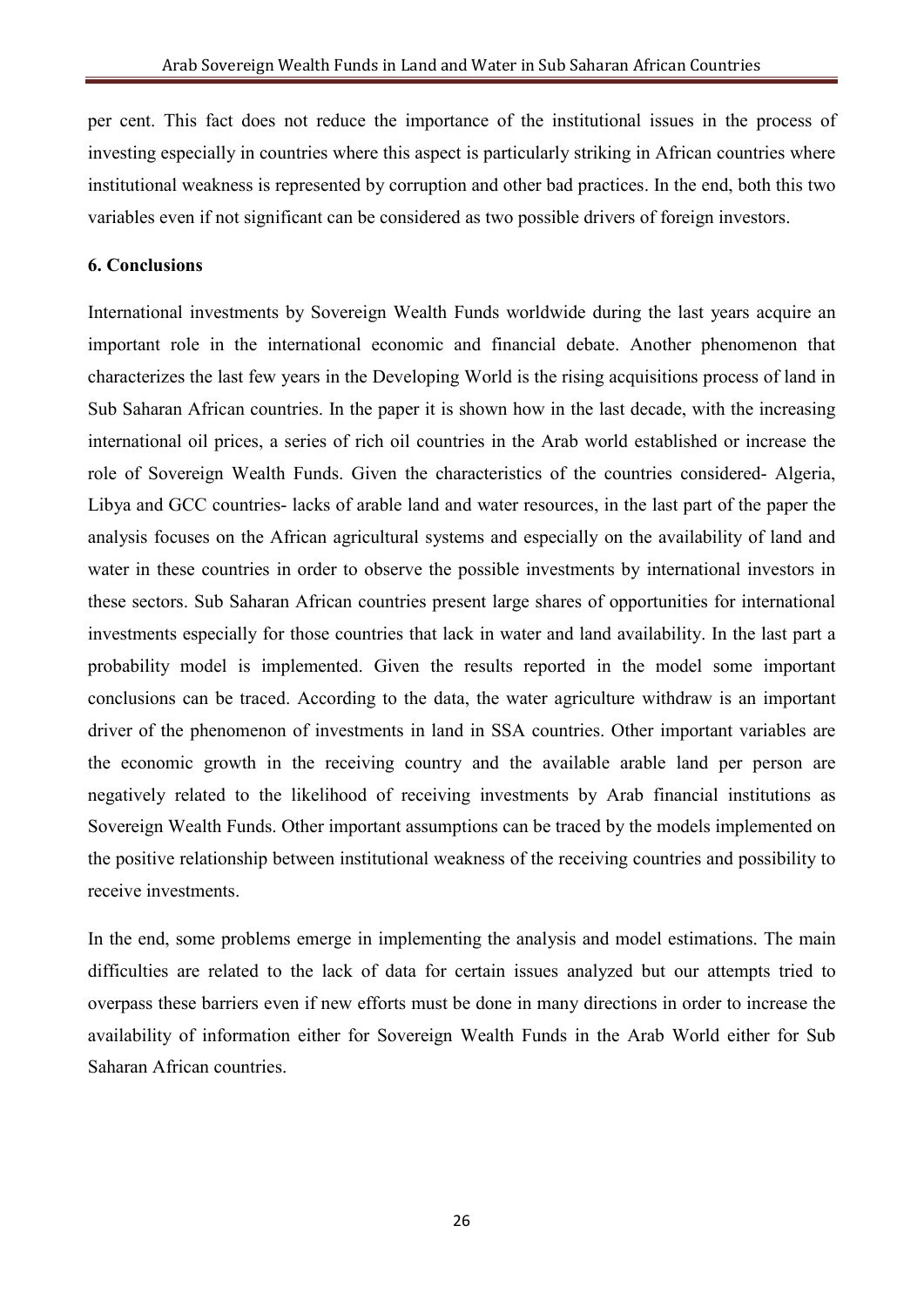per cent. This fact does not reduce the importance of the institutional issues in the process of investing especially in countries where this aspect is particularly striking in African countries where institutional weakness is represented by corruption and other bad practices. In the end, both this two variables even if not significant can be considered as two possible drivers of foreign investors.

## 6. Conclusions

International investments by Sovereign Wealth Funds worldwide during the last years acquire an important role in the international economic and financial debate. Another phenomenon that characterizes the last few years in the Developing World is the rising acquisitions process of land in Sub Saharan African countries. In the paper it is shown how in the last decade, with the increasing international oil prices, a series of rich oil countries in the Arab world established or increase the role of Sovereign Wealth Funds. Given the characteristics of the countries considered- Algeria, Libya and GCC countries- lacks of arable land and water resources, in the last part of the paper the analysis focuses on the African agricultural systems and especially on the availability of land and water in these countries in order to observe the possible investments by international investors in these sectors. Sub Saharan African countries present large shares of opportunities for international investments especially for those countries that lack in water and land availability. In the last part a probability model is implemented. Given the results reported in the model some important conclusions can be traced. According to the data, the water agriculture withdraw is an important driver of the phenomenon of investments in land in SSA countries. Other important variables are the economic growth in the receiving country and the available arable land per person are negatively related to the likelihood of receiving investments by Arab financial institutions as Sovereign Wealth Funds. Other important assumptions can be traced by the models implemented on the positive relationship between institutional weakness of the receiving countries and possibility to receive investments.

In the end, some problems emerge in implementing the analysis and model estimations. The main difficulties are related to the lack of data for certain issues analyzed but our attempts tried to overpass these barriers even if new efforts must be done in many directions in order to increase the availability of information either for Sovereign Wealth Funds in the Arab World either for Sub Saharan African countries.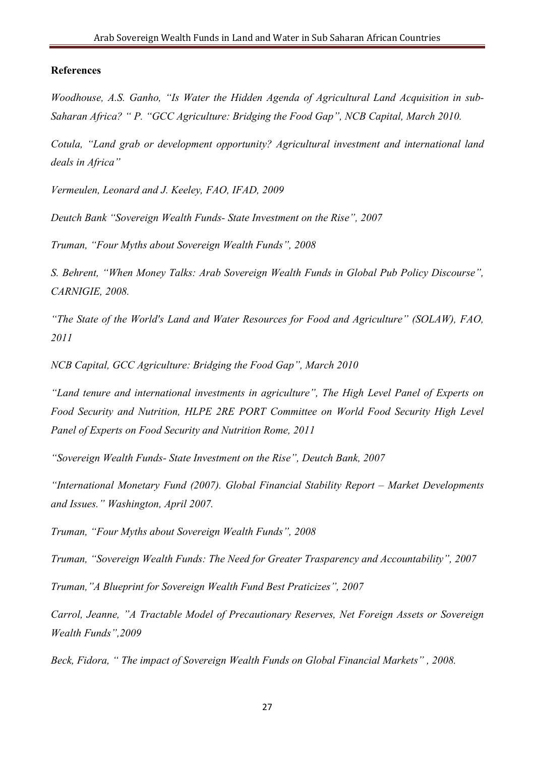**References**

*Woodhouse, A.S. Ganho, "Is Water the Hidden Agenda of Agricultural Land Acquisition in sub-Saharan Africa? " P. "GCC Agriculture: Bridging the Food Gap", NCB Capital, March 2010.*

*Cotula, "Land grab or development opportunity? Agricultural investment and international land deals in Africa"*

*Vermeulen, Leonard and J. Keeley, FAO, IFAD, 2009*

*Deutch Bank "Sovereign Wealth Funds- State Investment on the Rise", 2007*

*Truman, "Four Myths about Sovereign Wealth Funds", 2008*

*S. Behrent, "When Money Talks: Arab Sovereign Wealth Funds in Global Pub Policy Discourse", CARNIGIE, 2008.*

*"The State of the World's Land and Water Resources for Food and Agriculture" (SOLAW), FAO, 2011*

*NCB Capital, GCC Agriculture: Bridging the Food Gap", March 2010*

*"Land tenure and international investments in agriculture", The High Level Panel of Experts on Food Security and Nutrition, HLPE 2RE PORT Committee on World Food Security High Level Panel of Experts on Food Security and Nutrition Rome, 2011*

*"Sovereign Wealth Funds- State Investment on the Rise", Deutch Bank, 2007*

*"International Monetary Fund (2007). Global Financial Stability Report – Market Developments and Issues." Washington, April 2007.*

*Truman, "Four Myths about Sovereign Wealth Funds", 2008*

*Truman, "Sovereign Wealth Funds: The Need for Greater Trasparency and Accountability", 2007*

*Truman,"A Blueprint for Sovereign Wealth Fund Best Praticizes", 2007*

*Carrol, Jeanne, "A Tractable Model of Precautionary Reserves, Net Foreign Assets or Sovereign Wealth Funds",2009*

*Beck, Fidora, " The impact of Sovereign Wealth Funds on Global Financial Markets" , 2008.*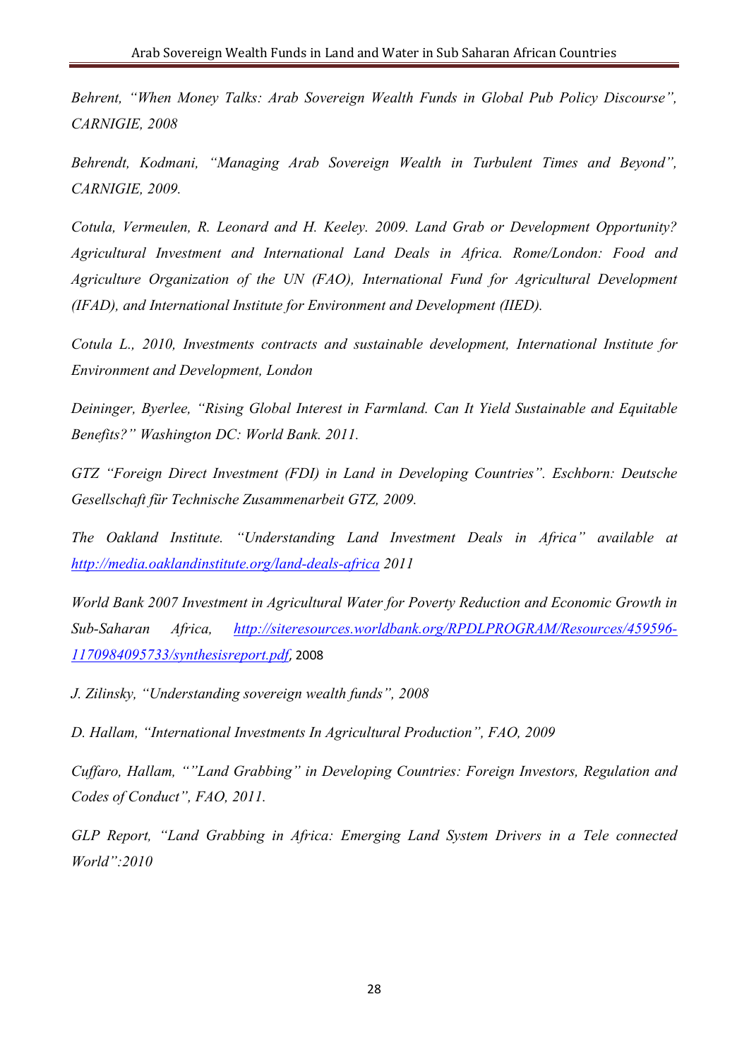*Behrent, "When Money Talks: Arab Sovereign Wealth Funds in Global Pub Policy Discourse", CARNIGIE, 2008*

*Behrendt, Kodmani, "Managing Arab Sovereign Wealth in Turbulent Times and Beyond", CARNIGIE, 2009.*

*Cotula, Vermeulen, R. Leonard and H. Keeley. 2009. Land Grab or Development Opportunity? Agricultural Investment and International Land Deals in Africa. Rome/London: Food and Agriculture Organization of the UN (FAO), International Fund for Agricultural Development (IFAD), and International Institute for Environment and Development (IIED).*

*Cotula L., 2010, Investments contracts and sustainable development, International Institute for Environment and Development, London*

*Deininger, Byerlee, "Rising Global Interest in Farmland. Can It Yield Sustainable and Equitable Benefits?" Washington DC: World Bank. 2011.*

*GTZ "Foreign Direct Investment (FDI) in Land in Developing Countries". Eschborn: Deutsche Gesellschaft für Technische Zusammenarbeit GTZ, 2009.*

*The Oakland Institute. "Understanding Land Investment Deals in Africa" available at [http://media.oaklandinstitute.org/land-deals-africa](http://media.oaklandinstitute.org/land-deals-africa) 2011*

*World Bank 2007 Investment in Agricultural Water for Poverty Reduction and Economic Growth in Sub-Saharan Africa, [http://siteresources.worldbank.org/RPDLPROGRAM/Resources/459596-1170984095733/synthesisreport.pdf](http://siteresources.worldbank.org/RPDLPROGRAM/Resources/459596-1170984095733/synthesisreport.pdf),* 2008

*J. Zilinsky, "Understanding sovereign wealth funds", 2008*

*D. Hallam, "International Investments In Agricultural Production", FAO, 2009*

*Cuffaro, Hallam, ""Land Grabbing" in Developing Countries: Foreign Investors, Regulation and Codes of Conduct", FAO, 2011.*

*GLP Report, "Land Grabbing in Africa: Emerging Land System Drivers in a Tele connected World":2010*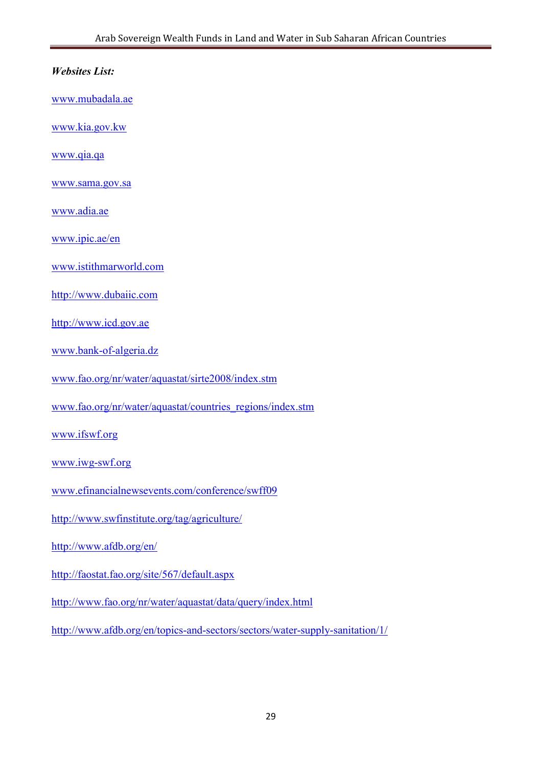***Websites List:***

www.mubadala.ae

www.kia.gov.kw

www.qia.qa

www.sama.gov.sa

www.adia.ae

www.ipic.ae/en

www.istithmarworld.com

http://www.dubaiic.com

http://www.icd.gov.ae

www.bank-of-algeria.dz

www.fao.org/nr/water/aquastat/sirte2008/index.stm

www.fao.org/nr/water/aquastat/countries_regions/index.stm

www.ifswf.org

www.iwg-swf.org

www.efinancialnewsevents.com/conference/swff09

http://www.swfinstitute.org/tag/agriculture/

http://www.afdb.org/en/

http://faostat.fao.org/site/567/default.aspx

http://www.fao.org/nr/water/aquastat/data/query/index.html

http://www.afdb.org/en/topics-and-sectors/sectors/water-supply-sanitation/1/